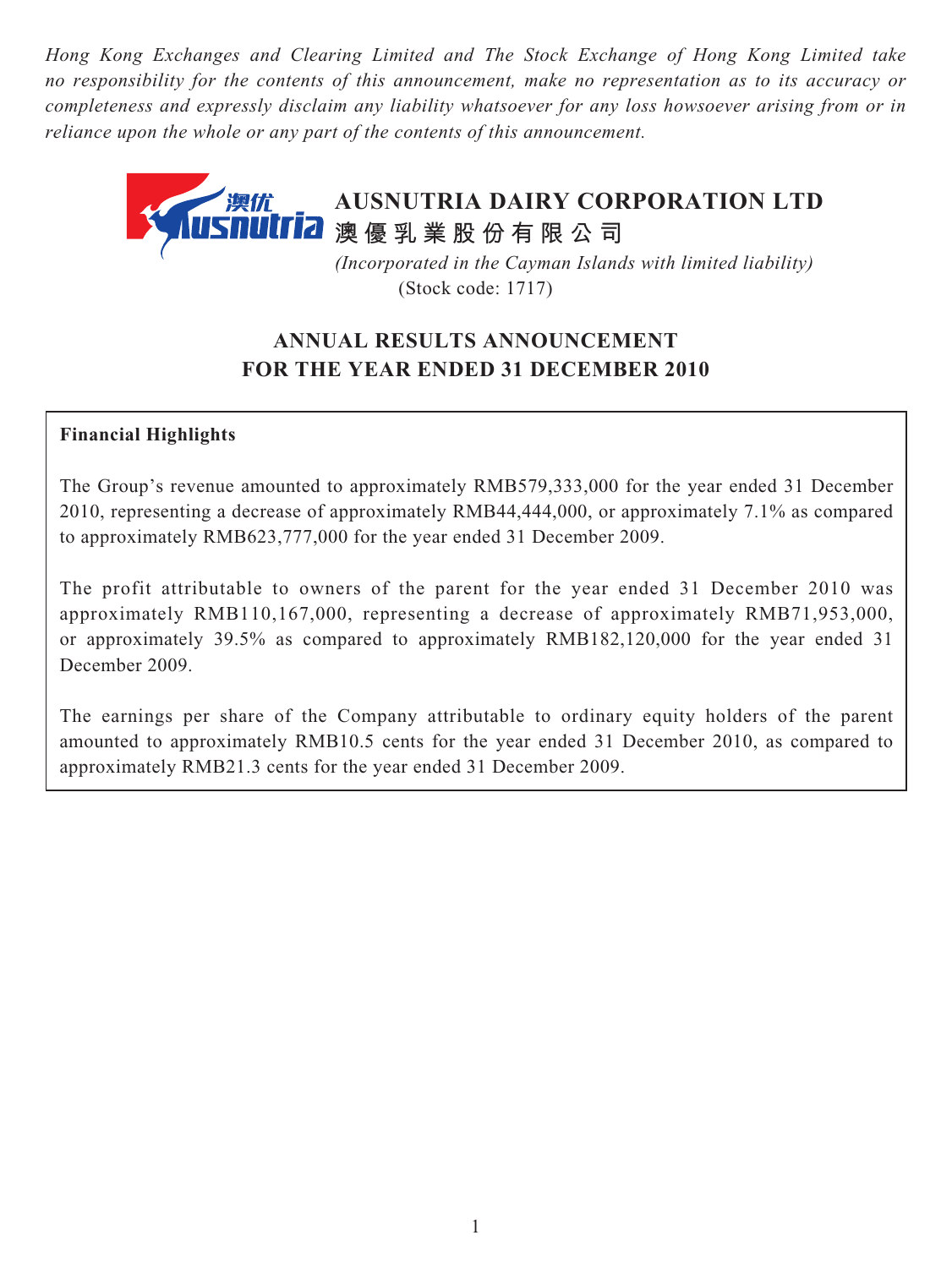*Hong Kong Exchanges and Clearing Limited and The Stock Exchange of Hong Kong Limited take no responsibility for the contents of this announcement, make no representation as to its accuracy or completeness and expressly disclaim any liability whatsoever for any loss howsoever arising from or in reliance upon the whole or any part of the contents of this announcement.*

# AUSNUTRIA DAIRY CORPORATION LTD
# 澳優乳業股份有限公司

*(Incorporated in the Cayman Islands with limited liability)*
(Stock code: 1717)

## ANNUAL RESULTS ANNOUNCEMENT FOR THE YEAR ENDED 31 DECEMBER 2010

**Financial Highlights**

The Group's revenue amounted to approximately RMB579,333,000 for the year ended 31 December 2010, representing a decrease of approximately RMB44,444,000, or approximately 7.1% as compared to approximately RMB623,777,000 for the year ended 31 December 2009.

The profit attributable to owners of the parent for the year ended 31 December 2010 was approximately RMB110,167,000, representing a decrease of approximately RMB71,953,000, or approximately 39.5% as compared to approximately RMB182,120,000 for the year ended 31 December 2009.

The earnings per share of the Company attributable to ordinary equity holders of the parent amounted to approximately RMB10.5 cents for the year ended 31 December 2010, as compared to approximately RMB21.3 cents for the year ended 31 December 2009.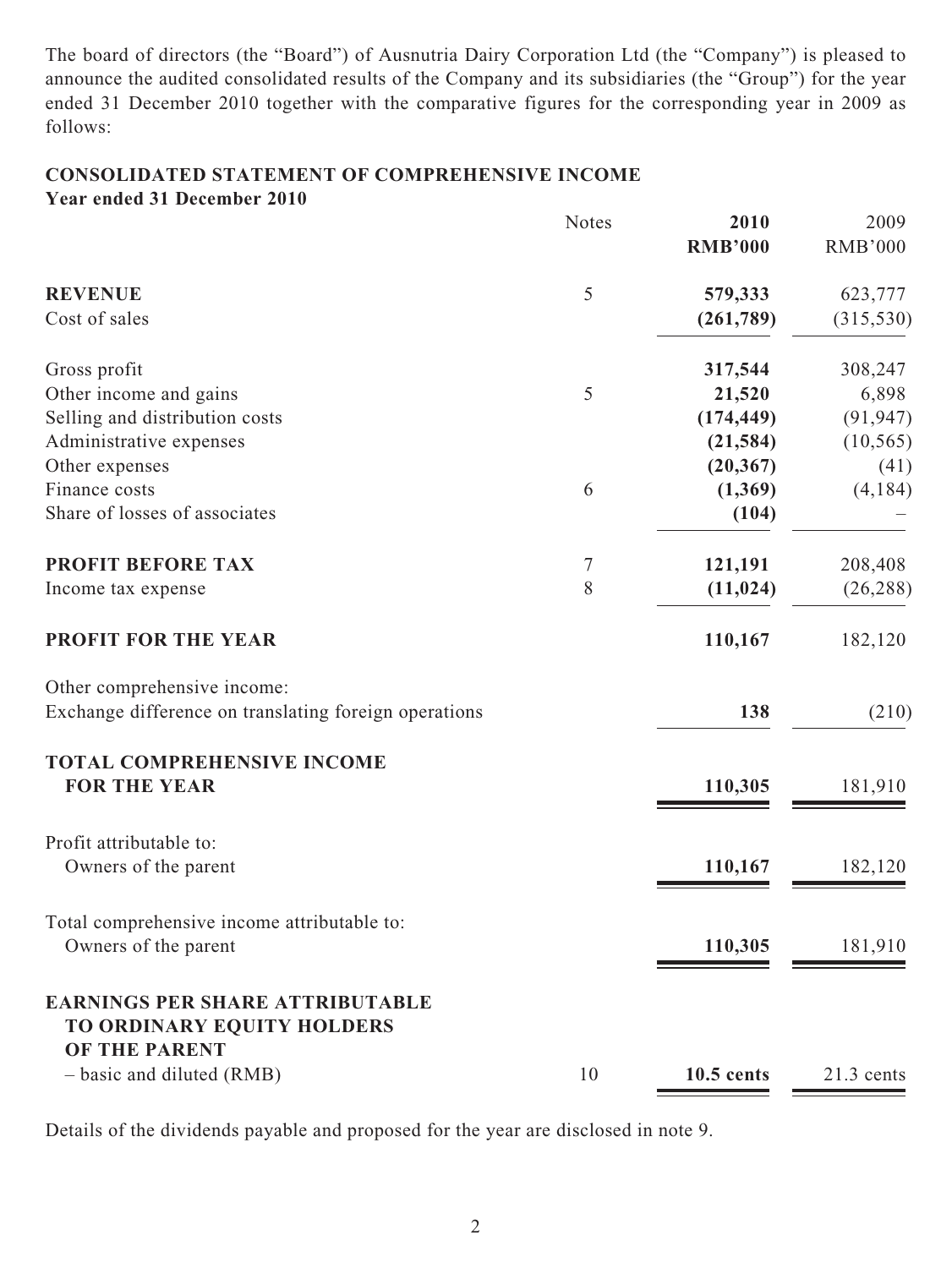The board of directors (the "Board") of Ausnutria Dairy Corporation Ltd (the "Company") is pleased to announce the audited consolidated results of the Company and its subsidiaries (the "Group") for the year ended 31 December 2010 together with the comparative figures for the corresponding year in 2009 as follows:

## CONSOLIDATED STATEMENT OF COMPREHENSIVE INCOME
**Year ended 31 December 2010**

| | Notes | **2010** | 2009 |
|---|---|---|---|
| | | **RMB'000** | RMB'000 |
| **REVENUE** | 5 | **579,333** | 623,777 |
| Cost of sales | | **(261,789)** | (315,530) |
| Gross profit | | **317,544** | 308,247 |
| Other income and gains | 5 | **21,520** | 6,898 |
| Selling and distribution costs | | **(174,449)** | (91,947) |
| Administrative expenses | | **(21,584)** | (10,565) |
| Other expenses | | **(20,367)** | (41) |
| Finance costs | 6 | **(1,369)** | (4,184) |
| Share of losses of associates | | **(104)** | – |
| **PROFIT BEFORE TAX** | 7 | **121,191** | 208,408 |
| Income tax expense | 8 | **(11,024)** | (26,288) |
| **PROFIT FOR THE YEAR** | | **110,167** | 182,120 |
| Other comprehensive income: | | | |
| Exchange difference on translating foreign operations | | **138** | (210) |
| **TOTAL COMPREHENSIVE INCOME FOR THE YEAR** | | **110,305** | 181,910 |
| Profit attributable to: | | | |
| Owners of the parent | | **110,167** | 182,120 |
| Total comprehensive income attributable to: | | | |
| Owners of the parent | | **110,305** | 181,910 |
| **EARNINGS PER SHARE ATTRIBUTABLE TO ORDINARY EQUITY HOLDERS OF THE PARENT** | | | |
| – basic and diluted (RMB) | 10 | **10.5 cents** | 21.3 cents |

Details of the dividends payable and proposed for the year are disclosed in note 9.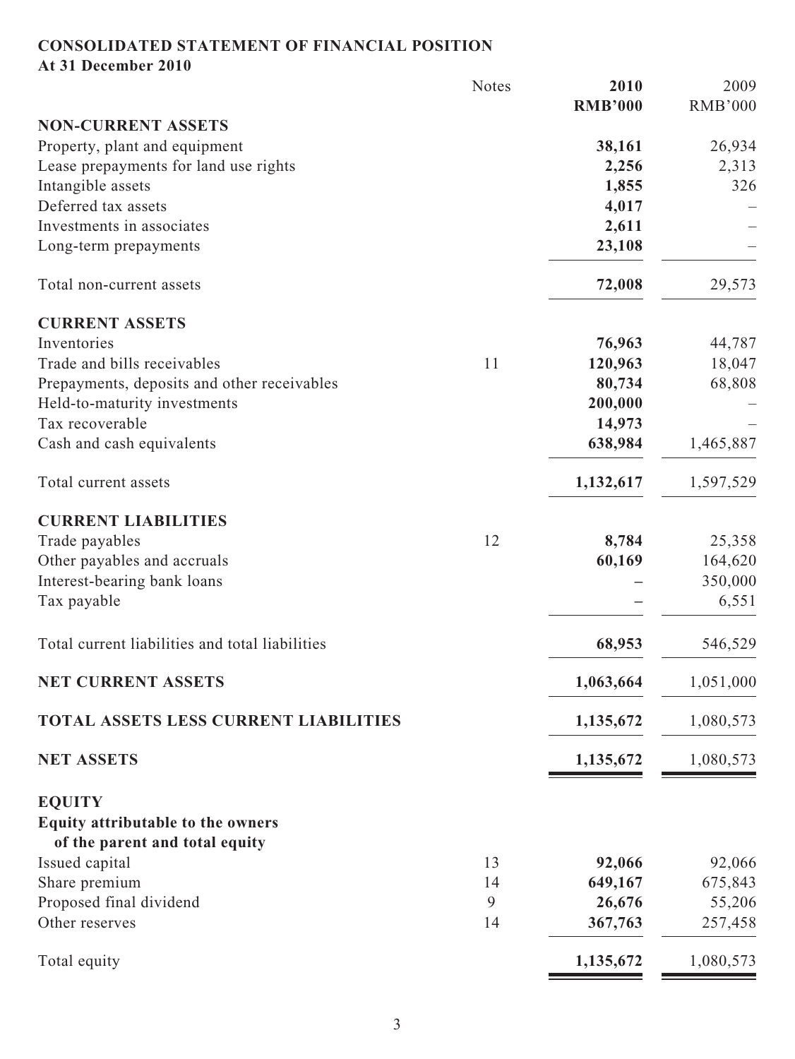## CONSOLIDATED STATEMENT OF FINANCIAL POSITION

**At 31 December 2010**

| | Notes | 2010 | 2009 |
|---|---|---|---|
| | | **RMB'000** | RMB'000 |
| **NON-CURRENT ASSETS** | | | |
| Property, plant and equipment | | **38,161** | 26,934 |
| Lease prepayments for land use rights | | **2,256** | 2,313 |
| Intangible assets | | **1,855** | 326 |
| Deferred tax assets | | **4,017** | – |
| Investments in associates | | **2,611** | – |
| Long-term prepayments | | **23,108** | – |
| Total non-current assets | | **72,008** | 29,573 |
| **CURRENT ASSETS** | | | |
| Inventories | | **76,963** | 44,787 |
| Trade and bills receivables | 11 | **120,963** | 18,047 |
| Prepayments, deposits and other receivables | | **80,734** | 68,808 |
| Held-to-maturity investments | | **200,000** | – |
| Tax recoverable | | **14,973** | – |
| Cash and cash equivalents | | **638,984** | 1,465,887 |
| Total current assets | | **1,132,617** | 1,597,529 |
| **CURRENT LIABILITIES** | | | |
| Trade payables | 12 | **8,784** | 25,358 |
| Other payables and accruals | | **60,169** | 164,620 |
| Interest-bearing bank loans | | **–** | 350,000 |
| Tax payable | | **–** | 6,551 |
| Total current liabilities and total liabilities | | **68,953** | 546,529 |
| **NET CURRENT ASSETS** | | **1,063,664** | 1,051,000 |
| **TOTAL ASSETS LESS CURRENT LIABILITIES** | | **1,135,672** | 1,080,573 |
| **NET ASSETS** | | **1,135,672** | 1,080,573 |
| **EQUITY** | | | |
| **Equity attributable to the owners of the parent and total equity** | | | |
| Issued capital | 13 | **92,066** | 92,066 |
| Share premium | 14 | **649,167** | 675,843 |
| Proposed final dividend | 9 | **26,676** | 55,206 |
| Other reserves | 14 | **367,763** | 257,458 |
| Total equity | | **1,135,672** | 1,080,573 |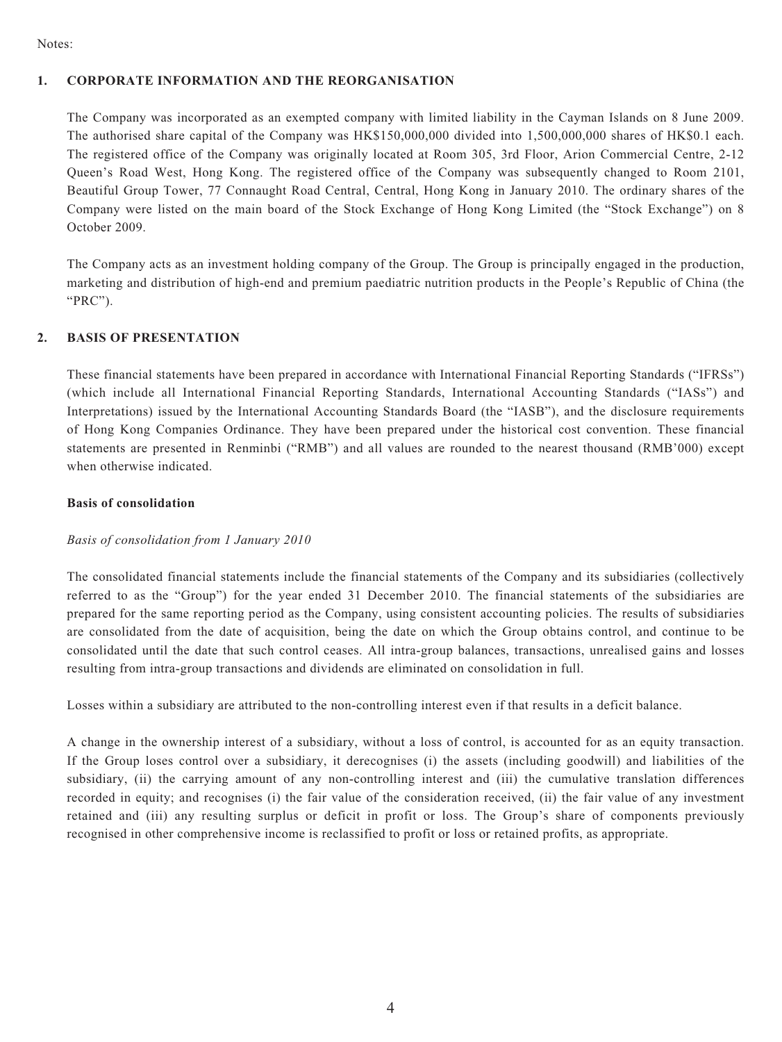Notes:

## 1. CORPORATE INFORMATION AND THE REORGANISATION

The Company was incorporated as an exempted company with limited liability in the Cayman Islands on 8 June 2009. The authorised share capital of the Company was HK$150,000,000 divided into 1,500,000,000 shares of HK$0.1 each. The registered office of the Company was originally located at Room 305, 3rd Floor, Arion Commercial Centre, 2-12 Queen's Road West, Hong Kong. The registered office of the Company was subsequently changed to Room 2101, Beautiful Group Tower, 77 Connaught Road Central, Central, Hong Kong in January 2010. The ordinary shares of the Company were listed on the main board of the Stock Exchange of Hong Kong Limited (the "Stock Exchange") on 8 October 2009.

The Company acts as an investment holding company of the Group. The Group is principally engaged in the production, marketing and distribution of high-end and premium paediatric nutrition products in the People's Republic of China (the "PRC").

## 2. BASIS OF PRESENTATION

These financial statements have been prepared in accordance with International Financial Reporting Standards ("IFRSs") (which include all International Financial Reporting Standards, International Accounting Standards ("IASs") and Interpretations) issued by the International Accounting Standards Board (the "IASB"), and the disclosure requirements of Hong Kong Companies Ordinance. They have been prepared under the historical cost convention. These financial statements are presented in Renminbi ("RMB") and all values are rounded to the nearest thousand (RMB'000) except when otherwise indicated.

**Basis of consolidation**

*Basis of consolidation from 1 January 2010*

The consolidated financial statements include the financial statements of the Company and its subsidiaries (collectively referred to as the "Group") for the year ended 31 December 2010. The financial statements of the subsidiaries are prepared for the same reporting period as the Company, using consistent accounting policies. The results of subsidiaries are consolidated from the date of acquisition, being the date on which the Group obtains control, and continue to be consolidated until the date that such control ceases. All intra-group balances, transactions, unrealised gains and losses resulting from intra-group transactions and dividends are eliminated on consolidation in full.

Losses within a subsidiary are attributed to the non-controlling interest even if that results in a deficit balance.

A change in the ownership interest of a subsidiary, without a loss of control, is accounted for as an equity transaction. If the Group loses control over a subsidiary, it derecognises (i) the assets (including goodwill) and liabilities of the subsidiary, (ii) the carrying amount of any non-controlling interest and (iii) the cumulative translation differences recorded in equity; and recognises (i) the fair value of the consideration received, (ii) the fair value of any investment retained and (iii) any resulting surplus or deficit in profit or loss. The Group's share of components previously recognised in other comprehensive income is reclassified to profit or loss or retained profits, as appropriate.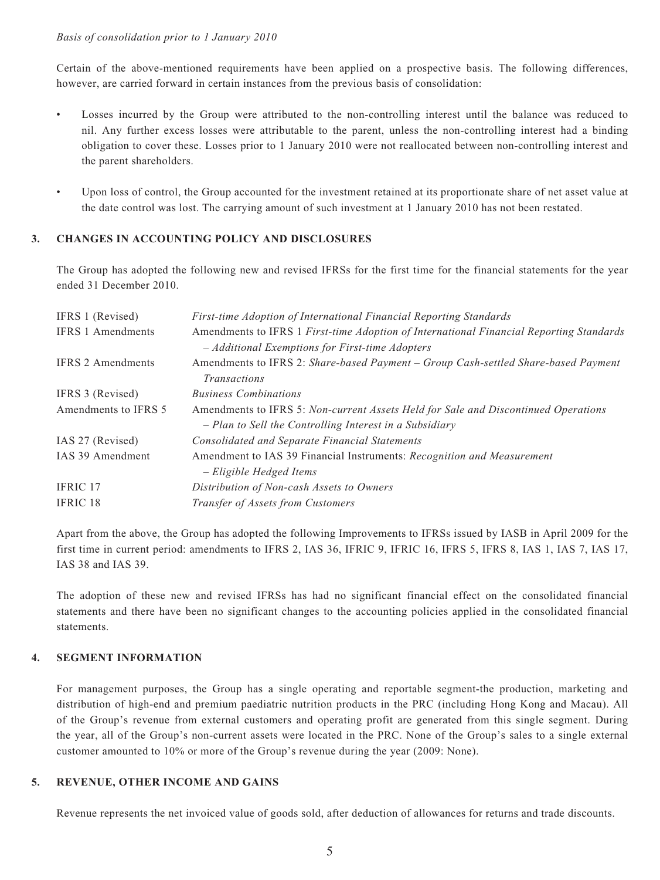*Basis of consolidation prior to 1 January 2010*

Certain of the above-mentioned requirements have been applied on a prospective basis. The following differences, however, are carried forward in certain instances from the previous basis of consolidation:

- Losses incurred by the Group were attributed to the non-controlling interest until the balance was reduced to nil. Any further excess losses were attributable to the parent, unless the non-controlling interest had a binding obligation to cover these. Losses prior to 1 January 2010 were not reallocated between non-controlling interest and the parent shareholders.

- Upon loss of control, the Group accounted for the investment retained at its proportionate share of net asset value at the date control was lost. The carrying amount of such investment at 1 January 2010 has not been restated.

## 3. CHANGES IN ACCOUNTING POLICY AND DISCLOSURES

The Group has adopted the following new and revised IFRSs for the first time for the financial statements for the year ended 31 December 2010.

| | |
|---|---|
| IFRS 1 (Revised) | *First-time Adoption of International Financial Reporting Standards* |
| IFRS 1 Amendments | Amendments to IFRS 1 *First-time Adoption of International Financial Reporting Standards – Additional Exemptions for First-time Adopters* |
| IFRS 2 Amendments | Amendments to IFRS 2: *Share-based Payment – Group Cash-settled Share-based Payment Transactions* |
| IFRS 3 (Revised) | *Business Combinations* |
| Amendments to IFRS 5 | Amendments to IFRS 5: *Non-current Assets Held for Sale and Discontinued Operations – Plan to Sell the Controlling Interest in a Subsidiary* |
| IAS 27 (Revised) | *Consolidated and Separate Financial Statements* |
| IAS 39 Amendment | Amendment to IAS 39 Financial Instruments: *Recognition and Measurement – Eligible Hedged Items* |
| IFRIC 17 | *Distribution of Non-cash Assets to Owners* |
| IFRIC 18 | *Transfer of Assets from Customers* |

Apart from the above, the Group has adopted the following Improvements to IFRSs issued by IASB in April 2009 for the first time in current period: amendments to IFRS 2, IAS 36, IFRIC 9, IFRIC 16, IFRS 5, IFRS 8, IAS 1, IAS 7, IAS 17, IAS 38 and IAS 39.

The adoption of these new and revised IFRSs has had no significant financial effect on the consolidated financial statements and there have been no significant changes to the accounting policies applied in the consolidated financial statements.

## 4. SEGMENT INFORMATION

For management purposes, the Group has a single operating and reportable segment-the production, marketing and distribution of high-end and premium paediatric nutrition products in the PRC (including Hong Kong and Macau). All of the Group's revenue from external customers and operating profit are generated from this single segment. During the year, all of the Group's non-current assets were located in the PRC. None of the Group's sales to a single external customer amounted to 10% or more of the Group's revenue during the year (2009: None).

## 5. REVENUE, OTHER INCOME AND GAINS

Revenue represents the net invoiced value of goods sold, after deduction of allowances for returns and trade discounts.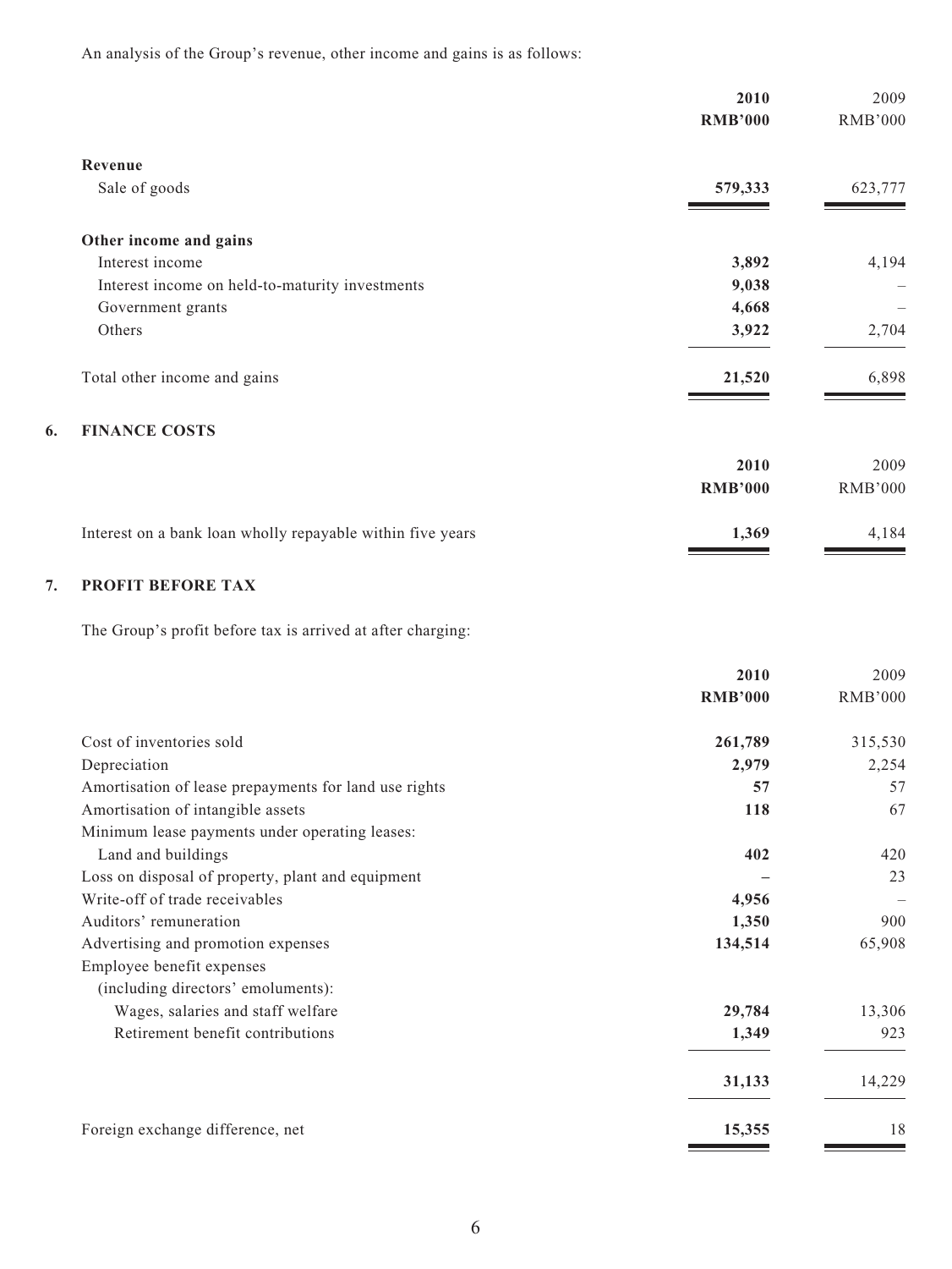An analysis of the Group's revenue, other income and gains is as follows:

| | 2010 | 2009 |
|---|---|---|
| | RMB'000 | RMB'000 |
| **Revenue** | | |
| Sale of goods | **579,333** | 623,777 |
| **Other income and gains** | | |
| Interest income | **3,892** | 4,194 |
| Interest income on held-to-maturity investments | **9,038** | – |
| Government grants | **4,668** | – |
| Others | **3,922** | 2,704 |
| Total other income and gains | **21,520** | 6,898 |

## 6. FINANCE COSTS

| | 2010 | 2009 |
|---|---|---|
| | RMB'000 | RMB'000 |
| Interest on a bank loan wholly repayable within five years | **1,369** | 4,184 |

## 7. PROFIT BEFORE TAX

The Group's profit before tax is arrived at after charging:

| | 2010 | 2009 |
|---|---|---|
| | RMB'000 | RMB'000 |
| Cost of inventories sold | **261,789** | 315,530 |
| Depreciation | **2,979** | 2,254 |
| Amortisation of lease prepayments for land use rights | **57** | 57 |
| Amortisation of intangible assets | **118** | 67 |
| Minimum lease payments under operating leases: | | |
| Land and buildings | **402** | 420 |
| Loss on disposal of property, plant and equipment | **–** | 23 |
| Write-off of trade receivables | **4,956** | – |
| Auditors' remuneration | **1,350** | 900 |
| Advertising and promotion expenses | **134,514** | 65,908 |
| Employee benefit expenses (including directors' emoluments): | | |
| Wages, salaries and staff welfare | **29,784** | 13,306 |
| Retirement benefit contributions | **1,349** | 923 |
| | **31,133** | 14,229 |
| Foreign exchange difference, net | **15,355** | 18 |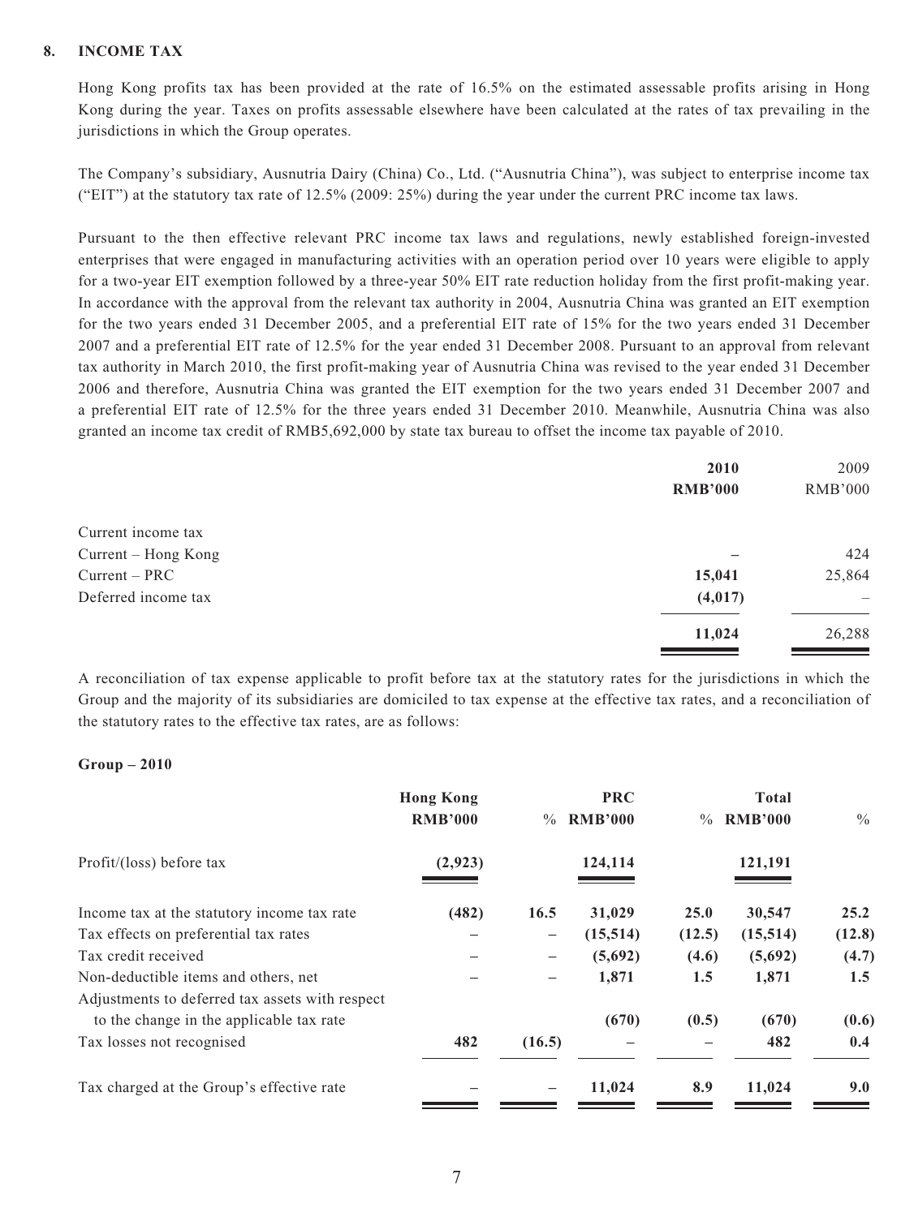## 8. INCOME TAX

Hong Kong profits tax has been provided at the rate of 16.5% on the estimated assessable profits arising in Hong Kong during the year. Taxes on profits assessable elsewhere have been calculated at the rates of tax prevailing in the jurisdictions in which the Group operates.

The Company's subsidiary, Ausnutria Dairy (China) Co., Ltd. ("Ausnutria China"), was subject to enterprise income tax ("EIT") at the statutory tax rate of 12.5% (2009: 25%) during the year under the current PRC income tax laws.

Pursuant to the then effective relevant PRC income tax laws and regulations, newly established foreign-invested enterprises that were engaged in manufacturing activities with an operation period over 10 years were eligible to apply for a two-year EIT exemption followed by a three-year 50% EIT rate reduction holiday from the first profit-making year. In accordance with the approval from the relevant tax authority in 2004, Ausnutria China was granted an EIT exemption for the two years ended 31 December 2005, and a preferential EIT rate of 15% for the two years ended 31 December 2007 and a preferential EIT rate of 12.5% for the year ended 31 December 2008. Pursuant to an approval from relevant tax authority in March 2010, the first profit-making year of Ausnutria China was revised to the year ended 31 December 2006 and therefore, Ausnutria China was granted the EIT exemption for the two years ended 31 December 2007 and a preferential EIT rate of 12.5% for the three years ended 31 December 2010. Meanwhile, Ausnutria China was also granted an income tax credit of RMB5,692,000 by state tax bureau to offset the income tax payable of 2010.

| | **2010** | 2009 |
|---|---|---|
| | **RMB'000** | RMB'000 |
| Current income tax | | |
| Current – Hong Kong | **–** | 424 |
| Current – PRC | **15,041** | 25,864 |
| Deferred income tax | **(4,017)** | – |
| | **11,024** | 26,288 |

A reconciliation of tax expense applicable to profit before tax at the statutory rates for the jurisdictions in which the Group and the majority of its subsidiaries are domiciled to tax expense at the effective tax rates, and a reconciliation of the statutory rates to the effective tax rates, are as follows:

**Group – 2010**

| | **Hong Kong** | | **PRC** | | **Total** | |
|---|---|---|---|---|---|---|
| | **RMB'000** | % | **RMB'000** | % | **RMB'000** | % |
| Profit/(loss) before tax | **(2,923)** | | **124,114** | | **121,191** | |
| Income tax at the statutory income tax rate | **(482)** | **16.5** | **31,029** | **25.0** | **30,547** | **25.2** |
| Tax effects on preferential tax rates | **–** | **–** | **(15,514)** | **(12.5)** | **(15,514)** | **(12.8)** |
| Tax credit received | **–** | **–** | **(5,692)** | **(4.6)** | **(5,692)** | **(4.7)** |
| Non-deductible items and others, net | **–** | **–** | **1,871** | **1.5** | **1,871** | **1.5** |
| Adjustments to deferred tax assets with respect to the change in the applicable tax rate | | | **(670)** | **(0.5)** | **(670)** | **(0.6)** |
| Tax losses not recognised | **482** | **(16.5)** | **–** | **–** | **482** | **0.4** |
| Tax charged at the Group's effective rate | **–** | **–** | **11,024** | **8.9** | **11,024** | **9.0** |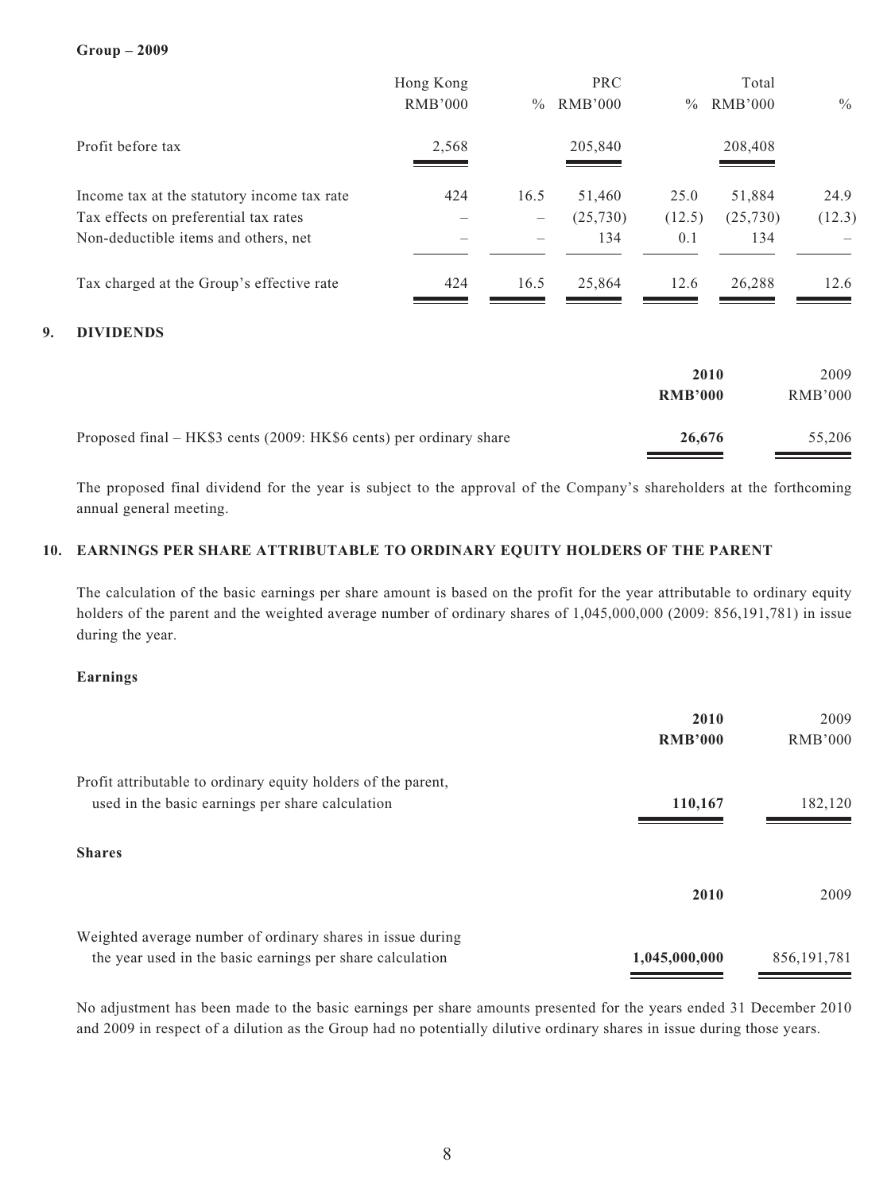**Group – 2009**

| | Hong Kong RMB'000 | % | PRC RMB'000 | % | Total RMB'000 | % |
|---|---|---|---|---|---|---|
| Profit before tax | 2,568 | | 205,840 | | 208,408 | |
| Income tax at the statutory income tax rate | 424 | 16.5 | 51,460 | 25.0 | 51,884 | 24.9 |
| Tax effects on preferential tax rates | – | – | (25,730) | (12.5) | (25,730) | (12.3) |
| Non-deductible items and others, net | – | – | 134 | 0.1 | 134 | – |
| Tax charged at the Group's effective rate | 424 | 16.5 | 25,864 | 12.6 | 26,288 | 12.6 |

## 9. DIVIDENDS

| | **2010 RMB'000** | 2009 RMB'000 |
|---|---|---|
| Proposed final – HK$3 cents (2009: HK$6 cents) per ordinary share | **26,676** | 55,206 |

The proposed final dividend for the year is subject to the approval of the Company's shareholders at the forthcoming annual general meeting.

## 10. EARNINGS PER SHARE ATTRIBUTABLE TO ORDINARY EQUITY HOLDERS OF THE PARENT

The calculation of the basic earnings per share amount is based on the profit for the year attributable to ordinary equity holders of the parent and the weighted average number of ordinary shares of 1,045,000,000 (2009: 856,191,781) in issue during the year.

**Earnings**

| | **2010 RMB'000** | 2009 RMB'000 |
|---|---|---|
| Profit attributable to ordinary equity holders of the parent, used in the basic earnings per share calculation | **110,167** | 182,120 |

**Shares**

| | **2010** | 2009 |
|---|---|---|
| Weighted average number of ordinary shares in issue during the year used in the basic earnings per share calculation | **1,045,000,000** | 856,191,781 |

No adjustment has been made to the basic earnings per share amounts presented for the years ended 31 December 2010 and 2009 in respect of a dilution as the Group had no potentially dilutive ordinary shares in issue during those years.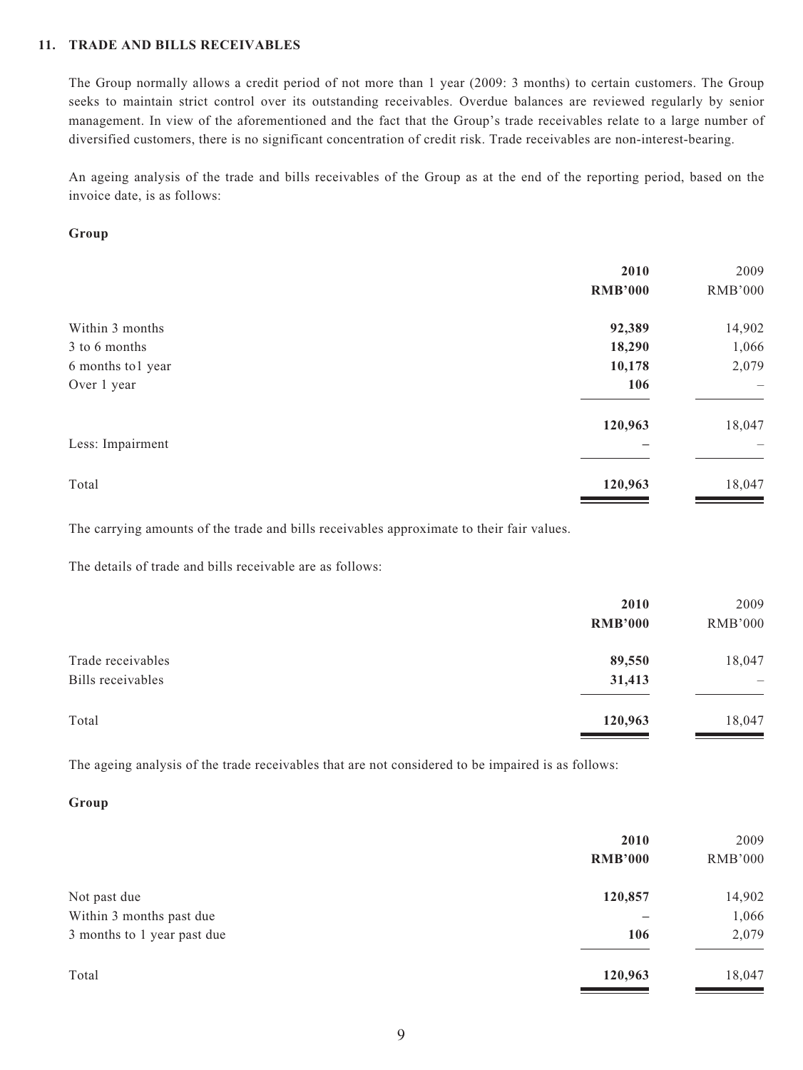### 11. TRADE AND BILLS RECEIVABLES

The Group normally allows a credit period of not more than 1 year (2009: 3 months) to certain customers. The Group seeks to maintain strict control over its outstanding receivables. Overdue balances are reviewed regularly by senior management. In view of the aforementioned and the fact that the Group's trade receivables relate to a large number of diversified customers, there is no significant concentration of credit risk. Trade receivables are non-interest-bearing.

An ageing analysis of the trade and bills receivables of the Group as at the end of the reporting period, based on the invoice date, is as follows:

**Group**

| | **2010** | 2009 |
|---|---|---|
| | **RMB'000** | RMB'000 |
| Within 3 months | **92,389** | 14,902 |
| 3 to 6 months | **18,290** | 1,066 |
| 6 months to1 year | **10,178** | 2,079 |
| Over 1 year | **106** | – |
| | **120,963** | 18,047 |
| Less: Impairment | **–** | – |
| Total | **120,963** | 18,047 |

The carrying amounts of the trade and bills receivables approximate to their fair values.

The details of trade and bills receivable are as follows:

| | **2010** | 2009 |
|---|---|---|
| | **RMB'000** | RMB'000 |
| Trade receivables | **89,550** | 18,047 |
| Bills receivables | **31,413** | – |
| Total | **120,963** | 18,047 |

The ageing analysis of the trade receivables that are not considered to be impaired is as follows:

**Group**

| | **2010** | 2009 |
|---|---|---|
| | **RMB'000** | RMB'000 |
| Not past due | **120,857** | 14,902 |
| Within 3 months past due | **–** | 1,066 |
| 3 months to 1 year past due | **106** | 2,079 |
| Total | **120,963** | 18,047 |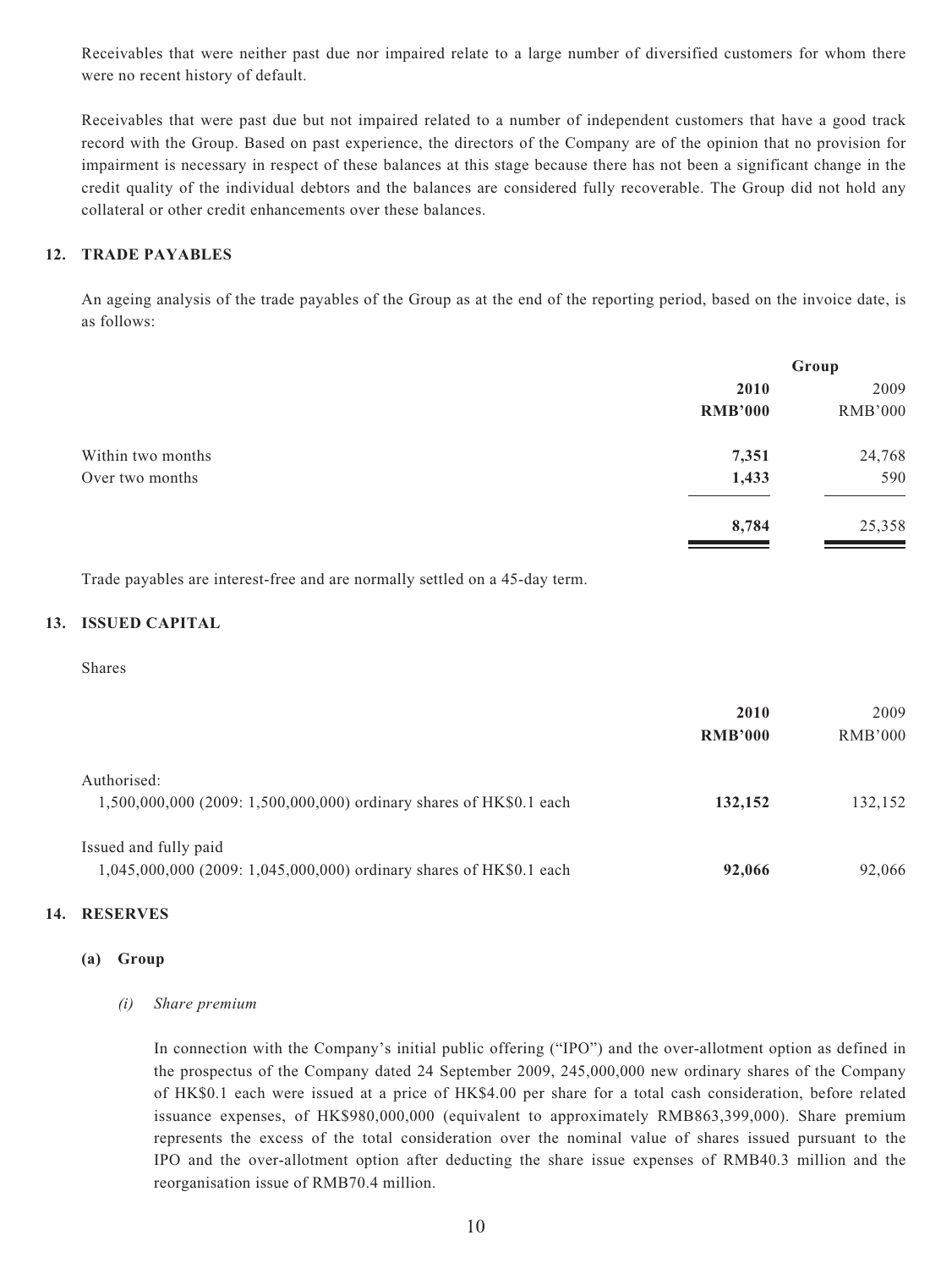Receivables that were neither past due nor impaired relate to a large number of diversified customers for whom there were no recent history of default.

Receivables that were past due but not impaired related to a number of independent customers that have a good track record with the Group. Based on past experience, the directors of the Company are of the opinion that no provision for impairment is necessary in respect of these balances at this stage because there has not been a significant change in the credit quality of the individual debtors and the balances are considered fully recoverable. The Group did not hold any collateral or other credit enhancements over these balances.

## 12. TRADE PAYABLES

An ageing analysis of the trade payables of the Group as at the end of the reporting period, based on the invoice date, is as follows:

| | Group | |
|---|---|---|
| | **2010** | 2009 |
| | **RMB'000** | RMB'000 |
| Within two months | **7,351** | 24,768 |
| Over two months | **1,433** | 590 |
| | **8,784** | 25,358 |

Trade payables are interest-free and are normally settled on a 45-day term.

## 13. ISSUED CAPITAL

Shares

| | **2010** | 2009 |
|---|---|---|
| | **RMB'000** | RMB'000 |
| Authorised: | | |
| 1,500,000,000 (2009: 1,500,000,000) ordinary shares of HK$0.1 each | **132,152** | 132,152 |
| Issued and fully paid | | |
| 1,045,000,000 (2009: 1,045,000,000) ordinary shares of HK$0.1 each | **92,066** | 92,066 |

## 14. RESERVES

### (a) Group

#### *(i) Share premium*

In connection with the Company's initial public offering ("IPO") and the over-allotment option as defined in the prospectus of the Company dated 24 September 2009, 245,000,000 new ordinary shares of the Company of HK$0.1 each were issued at a price of HK$4.00 per share for a total cash consideration, before related issuance expenses, of HK$980,000,000 (equivalent to approximately RMB863,399,000). Share premium represents the excess of the total consideration over the nominal value of shares issued pursuant to the IPO and the over-allotment option after deducting the share issue expenses of RMB40.3 million and the reorganisation issue of RMB70.4 million.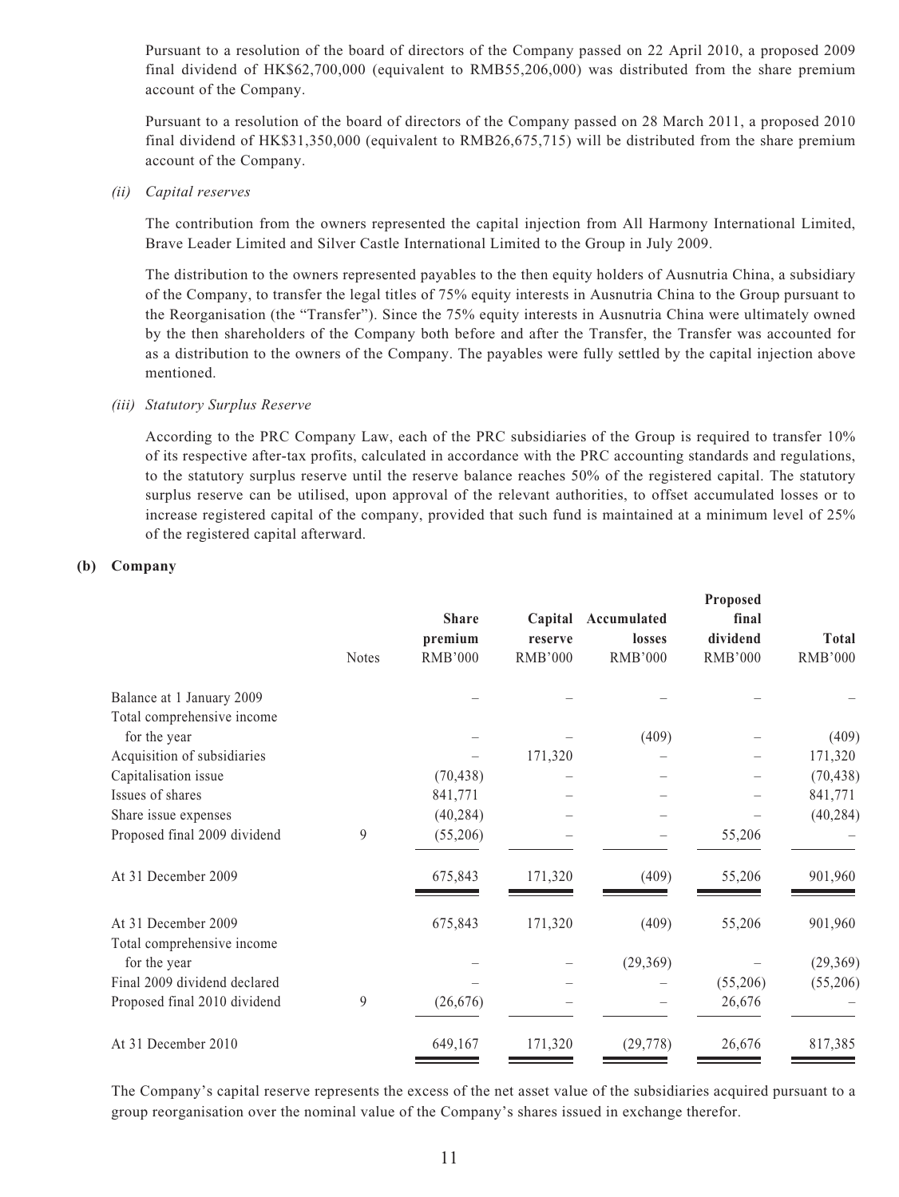Pursuant to a resolution of the board of directors of the Company passed on 22 April 2010, a proposed 2009 final dividend of HK$62,700,000 (equivalent to RMB55,206,000) was distributed from the share premium account of the Company.

Pursuant to a resolution of the board of directors of the Company passed on 28 March 2011, a proposed 2010 final dividend of HK$31,350,000 (equivalent to RMB26,675,715) will be distributed from the share premium account of the Company.

*(ii) Capital reserves*

The contribution from the owners represented the capital injection from All Harmony International Limited, Brave Leader Limited and Silver Castle International Limited to the Group in July 2009.

The distribution to the owners represented payables to the then equity holders of Ausnutria China, a subsidiary of the Company, to transfer the legal titles of 75% equity interests in Ausnutria China to the Group pursuant to the Reorganisation (the "Transfer"). Since the 75% equity interests in Ausnutria China were ultimately owned by the then shareholders of the Company both before and after the Transfer, the Transfer was accounted for as a distribution to the owners of the Company. The payables were fully settled by the capital injection above mentioned.

*(iii) Statutory Surplus Reserve*

According to the PRC Company Law, each of the PRC subsidiaries of the Group is required to transfer 10% of its respective after-tax profits, calculated in accordance with the PRC accounting standards and regulations, to the statutory surplus reserve until the reserve balance reaches 50% of the registered capital. The statutory surplus reserve can be utilised, upon approval of the relevant authorities, to offset accumulated losses or to increase registered capital of the company, provided that such fund is maintained at a minimum level of 25% of the registered capital afterward.

**(b) Company**

| | Notes | Share premium RMB'000 | Capital reserve RMB'000 | Accumulated losses RMB'000 | Proposed final dividend RMB'000 | Total RMB'000 |
|---|---|---|---|---|---|---|
| Balance at 1 January 2009 | | – | – | – | – | – |
| Total comprehensive income for the year | | – | – | (409) | – | (409) |
| Acquisition of subsidiaries | | – | 171,320 | – | – | 171,320 |
| Capitalisation issue | | (70,438) | – | – | – | (70,438) |
| Issues of shares | | 841,771 | – | – | – | 841,771 |
| Share issue expenses | | (40,284) | – | – | – | (40,284) |
| Proposed final 2009 dividend | 9 | (55,206) | – | – | 55,206 | – |
| At 31 December 2009 | | 675,843 | 171,320 | (409) | 55,206 | 901,960 |
| At 31 December 2009 | | 675,843 | 171,320 | (409) | 55,206 | 901,960 |
| Total comprehensive income for the year | | – | – | (29,369) | – | (29,369) |
| Final 2009 dividend declared | | – | – | – | (55,206) | (55,206) |
| Proposed final 2010 dividend | 9 | (26,676) | – | – | 26,676 | – |
| At 31 December 2010 | | 649,167 | 171,320 | (29,778) | 26,676 | 817,385 |

The Company's capital reserve represents the excess of the net asset value of the subsidiaries acquired pursuant to a group reorganisation over the nominal value of the Company's shares issued in exchange therefor.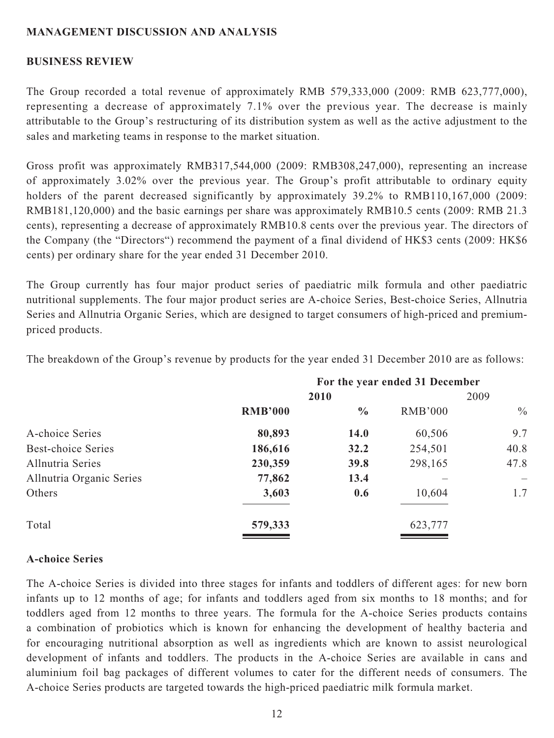## MANAGEMENT DISCUSSION AND ANALYSIS

### BUSINESS REVIEW

The Group recorded a total revenue of approximately RMB 579,333,000 (2009: RMB 623,777,000), representing a decrease of approximately 7.1% over the previous year. The decrease is mainly attributable to the Group's restructuring of its distribution system as well as the active adjustment to the sales and marketing teams in response to the market situation.

Gross profit was approximately RMB317,544,000 (2009: RMB308,247,000), representing an increase of approximately 3.02% over the previous year. The Group's profit attributable to ordinary equity holders of the parent decreased significantly by approximately 39.2% to RMB110,167,000 (2009: RMB181,120,000) and the basic earnings per share was approximately RMB10.5 cents (2009: RMB 21.3 cents), representing a decrease of approximately RMB10.8 cents over the previous year. The directors of the Company (the "Directors") recommend the payment of a final dividend of HK$3 cents (2009: HK$6 cents) per ordinary share for the year ended 31 December 2010.

The Group currently has four major product series of paediatric milk formula and other paediatric nutritional supplements. The four major product series are A-choice Series, Best-choice Series, Allnutria Series and Allnutria Organic Series, which are designed to target consumers of high-priced and premium-priced products.

The breakdown of the Group's revenue by products for the year ended 31 December 2010 are as follows:

| | For the year ended 31 December | | | |
|---|---|---|---|---|
| | **2010** | | 2009 | |
| | **RMB'000** | **%** | RMB'000 | % |
| A-choice Series | **80,893** | **14.0** | 60,506 | 9.7 |
| Best-choice Series | **186,616** | **32.2** | 254,501 | 40.8 |
| Allnutria Series | **230,359** | **39.8** | 298,165 | 47.8 |
| Allnutria Organic Series | **77,862** | **13.4** | – | – |
| Others | **3,603** | **0.6** | 10,604 | 1.7 |
| Total | **579,333** | | 623,777 | |

### A-choice Series

The A-choice Series is divided into three stages for infants and toddlers of different ages: for new born infants up to 12 months of age; for infants and toddlers aged from six months to 18 months; and for toddlers aged from 12 months to three years. The formula for the A-choice Series products contains a combination of probiotics which is known for enhancing the development of healthy bacteria and for encouraging nutritional absorption as well as ingredients which are known to assist neurological development of infants and toddlers. The products in the A-choice Series are available in cans and aluminium foil bag packages of different volumes to cater for the different needs of consumers. The A-choice Series products are targeted towards the high-priced paediatric milk formula market.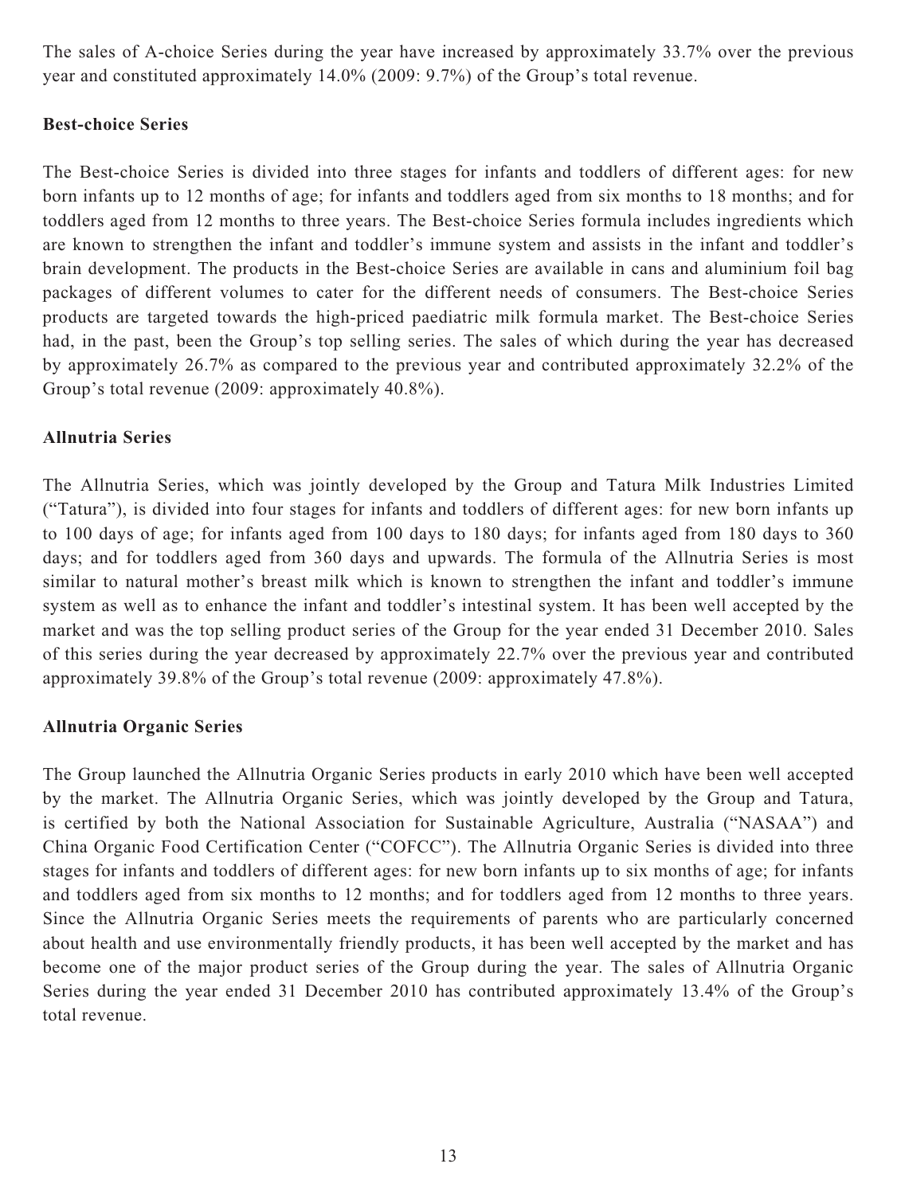The sales of A-choice Series during the year have increased by approximately 33.7% over the previous year and constituted approximately 14.0% (2009: 9.7%) of the Group's total revenue.

**Best-choice Series**

The Best-choice Series is divided into three stages for infants and toddlers of different ages: for new born infants up to 12 months of age; for infants and toddlers aged from six months to 18 months; and for toddlers aged from 12 months to three years. The Best-choice Series formula includes ingredients which are known to strengthen the infant and toddler's immune system and assists in the infant and toddler's brain development. The products in the Best-choice Series are available in cans and aluminium foil bag packages of different volumes to cater for the different needs of consumers. The Best-choice Series products are targeted towards the high-priced paediatric milk formula market. The Best-choice Series had, in the past, been the Group's top selling series. The sales of which during the year has decreased by approximately 26.7% as compared to the previous year and contributed approximately 32.2% of the Group's total revenue (2009: approximately 40.8%).

**Allnutria Series**

The Allnutria Series, which was jointly developed by the Group and Tatura Milk Industries Limited ("Tatura"), is divided into four stages for infants and toddlers of different ages: for new born infants up to 100 days of age; for infants aged from 100 days to 180 days; for infants aged from 180 days to 360 days; and for toddlers aged from 360 days and upwards. The formula of the Allnutria Series is most similar to natural mother's breast milk which is known to strengthen the infant and toddler's immune system as well as to enhance the infant and toddler's intestinal system. It has been well accepted by the market and was the top selling product series of the Group for the year ended 31 December 2010. Sales of this series during the year decreased by approximately 22.7% over the previous year and contributed approximately 39.8% of the Group's total revenue (2009: approximately 47.8%).

**Allnutria Organic Series**

The Group launched the Allnutria Organic Series products in early 2010 which have been well accepted by the market. The Allnutria Organic Series, which was jointly developed by the Group and Tatura, is certified by both the National Association for Sustainable Agriculture, Australia ("NASAA") and China Organic Food Certification Center ("COFCC"). The Allnutria Organic Series is divided into three stages for infants and toddlers of different ages: for new born infants up to six months of age; for infants and toddlers aged from six months to 12 months; and for toddlers aged from 12 months to three years. Since the Allnutria Organic Series meets the requirements of parents who are particularly concerned about health and use environmentally friendly products, it has been well accepted by the market and has become one of the major product series of the Group during the year. The sales of Allnutria Organic Series during the year ended 31 December 2010 has contributed approximately 13.4% of the Group's total revenue.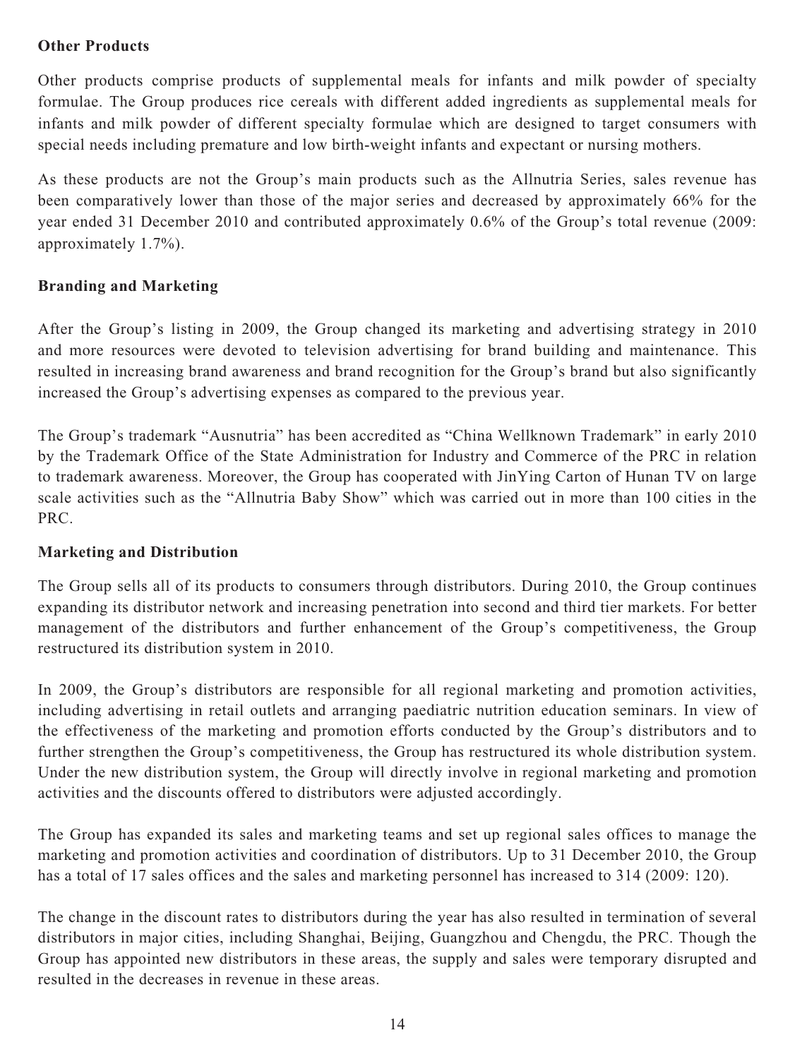**Other Products**

Other products comprise products of supplemental meals for infants and milk powder of specialty formulae. The Group produces rice cereals with different added ingredients as supplemental meals for infants and milk powder of different specialty formulae which are designed to target consumers with special needs including premature and low birth-weight infants and expectant or nursing mothers.

As these products are not the Group's main products such as the Allnutria Series, sales revenue has been comparatively lower than those of the major series and decreased by approximately 66% for the year ended 31 December 2010 and contributed approximately 0.6% of the Group's total revenue (2009: approximately 1.7%).

**Branding and Marketing**

After the Group's listing in 2009, the Group changed its marketing and advertising strategy in 2010 and more resources were devoted to television advertising for brand building and maintenance. This resulted in increasing brand awareness and brand recognition for the Group's brand but also significantly increased the Group's advertising expenses as compared to the previous year.

The Group's trademark "Ausnutria" has been accredited as "China Wellknown Trademark" in early 2010 by the Trademark Office of the State Administration for Industry and Commerce of the PRC in relation to trademark awareness. Moreover, the Group has cooperated with JinYing Carton of Hunan TV on large scale activities such as the "Allnutria Baby Show" which was carried out in more than 100 cities in the PRC.

**Marketing and Distribution**

The Group sells all of its products to consumers through distributors. During 2010, the Group continues expanding its distributor network and increasing penetration into second and third tier markets. For better management of the distributors and further enhancement of the Group's competitiveness, the Group restructured its distribution system in 2010.

In 2009, the Group's distributors are responsible for all regional marketing and promotion activities, including advertising in retail outlets and arranging paediatric nutrition education seminars. In view of the effectiveness of the marketing and promotion efforts conducted by the Group's distributors and to further strengthen the Group's competitiveness, the Group has restructured its whole distribution system. Under the new distribution system, the Group will directly involve in regional marketing and promotion activities and the discounts offered to distributors were adjusted accordingly.

The Group has expanded its sales and marketing teams and set up regional sales offices to manage the marketing and promotion activities and coordination of distributors. Up to 31 December 2010, the Group has a total of 17 sales offices and the sales and marketing personnel has increased to 314 (2009: 120).

The change in the discount rates to distributors during the year has also resulted in termination of several distributors in major cities, including Shanghai, Beijing, Guangzhou and Chengdu, the PRC. Though the Group has appointed new distributors in these areas, the supply and sales were temporary disrupted and resulted in the decreases in revenue in these areas.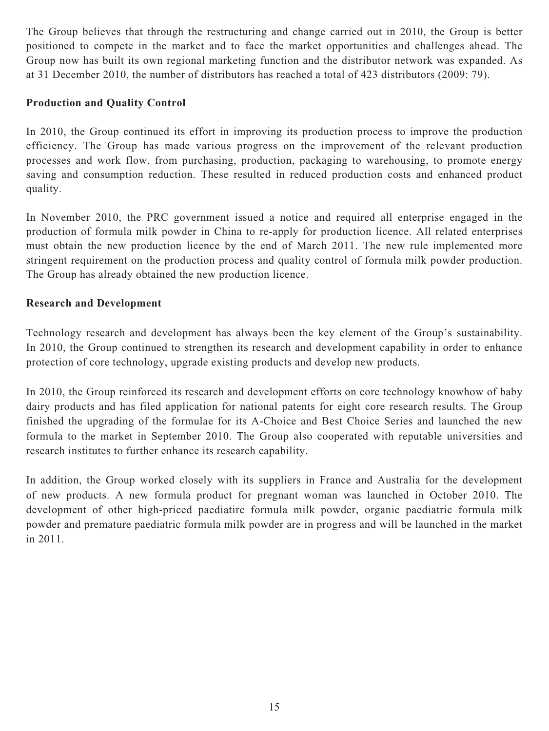The Group believes that through the restructuring and change carried out in 2010, the Group is better positioned to compete in the market and to face the market opportunities and challenges ahead. The Group now has built its own regional marketing function and the distributor network was expanded. As at 31 December 2010, the number of distributors has reached a total of 423 distributors (2009: 79).

**Production and Quality Control**

In 2010, the Group continued its effort in improving its production process to improve the production efficiency. The Group has made various progress on the improvement of the relevant production processes and work flow, from purchasing, production, packaging to warehousing, to promote energy saving and consumption reduction. These resulted in reduced production costs and enhanced product quality.

In November 2010, the PRC government issued a notice and required all enterprise engaged in the production of formula milk powder in China to re-apply for production licence. All related enterprises must obtain the new production licence by the end of March 2011. The new rule implemented more stringent requirement on the production process and quality control of formula milk powder production. The Group has already obtained the new production licence.

**Research and Development**

Technology research and development has always been the key element of the Group's sustainability. In 2010, the Group continued to strengthen its research and development capability in order to enhance protection of core technology, upgrade existing products and develop new products.

In 2010, the Group reinforced its research and development efforts on core technology knowhow of baby dairy products and has filed application for national patents for eight core research results. The Group finished the upgrading of the formulae for its A-Choice and Best Choice Series and launched the new formula to the market in September 2010. The Group also cooperated with reputable universities and research institutes to further enhance its research capability.

In addition, the Group worked closely with its suppliers in France and Australia for the development of new products. A new formula product for pregnant woman was launched in October 2010. The development of other high-priced paediatirc formula milk powder, organic paediatric formula milk powder and premature paediatric formula milk powder are in progress and will be launched in the market in 2011.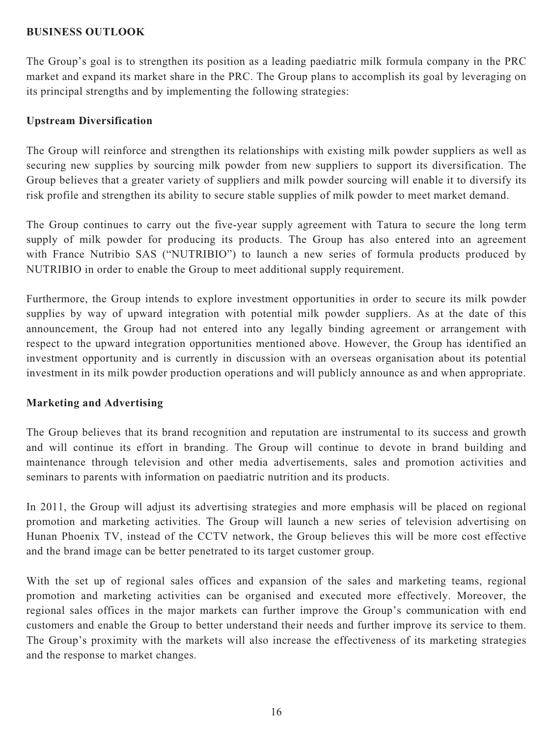## BUSINESS OUTLOOK

The Group's goal is to strengthen its position as a leading paediatric milk formula company in the PRC market and expand its market share in the PRC. The Group plans to accomplish its goal by leveraging on its principal strengths and by implementing the following strategies:

### Upstream Diversification

The Group will reinforce and strengthen its relationships with existing milk powder suppliers as well as securing new supplies by sourcing milk powder from new suppliers to support its diversification. The Group believes that a greater variety of suppliers and milk powder sourcing will enable it to diversify its risk profile and strengthen its ability to secure stable supplies of milk powder to meet market demand.

The Group continues to carry out the five-year supply agreement with Tatura to secure the long term supply of milk powder for producing its products. The Group has also entered into an agreement with France Nutribio SAS ("NUTRIBIO") to launch a new series of formula products produced by NUTRIBIO in order to enable the Group to meet additional supply requirement.

Furthermore, the Group intends to explore investment opportunities in order to secure its milk powder supplies by way of upward integration with potential milk powder suppliers. As at the date of this announcement, the Group had not entered into any legally binding agreement or arrangement with respect to the upward integration opportunities mentioned above. However, the Group has identified an investment opportunity and is currently in discussion with an overseas organisation about its potential investment in its milk powder production operations and will publicly announce as and when appropriate.

### Marketing and Advertising

The Group believes that its brand recognition and reputation are instrumental to its success and growth and will continue its effort in branding. The Group will continue to devote in brand building and maintenance through television and other media advertisements, sales and promotion activities and seminars to parents with information on paediatric nutrition and its products.

In 2011, the Group will adjust its advertising strategies and more emphasis will be placed on regional promotion and marketing activities. The Group will launch a new series of television advertising on Hunan Phoenix TV, instead of the CCTV network, the Group believes this will be more cost effective and the brand image can be better penetrated to its target customer group.

With the set up of regional sales offices and expansion of the sales and marketing teams, regional promotion and marketing activities can be organised and executed more effectively. Moreover, the regional sales offices in the major markets can further improve the Group's communication with end customers and enable the Group to better understand their needs and further improve its service to them. The Group's proximity with the markets will also increase the effectiveness of its marketing strategies and the response to market changes.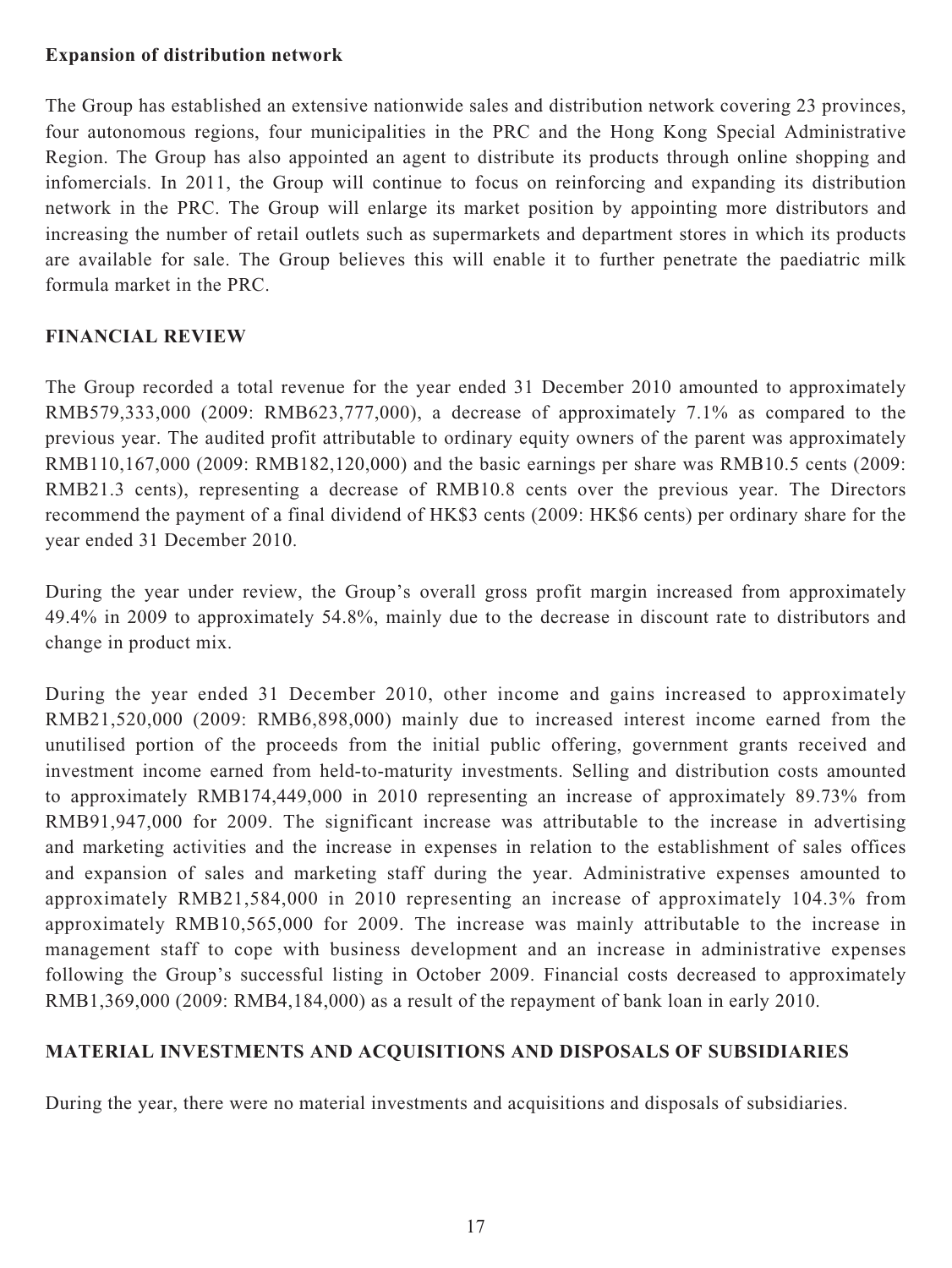**Expansion of distribution network**

The Group has established an extensive nationwide sales and distribution network covering 23 provinces, four autonomous regions, four municipalities in the PRC and the Hong Kong Special Administrative Region. The Group has also appointed an agent to distribute its products through online shopping and infomercials. In 2011, the Group will continue to focus on reinforcing and expanding its distribution network in the PRC. The Group will enlarge its market position by appointing more distributors and increasing the number of retail outlets such as supermarkets and department stores in which its products are available for sale. The Group believes this will enable it to further penetrate the paediatric milk formula market in the PRC.

## FINANCIAL REVIEW

The Group recorded a total revenue for the year ended 31 December 2010 amounted to approximately RMB579,333,000 (2009: RMB623,777,000), a decrease of approximately 7.1% as compared to the previous year. The audited profit attributable to ordinary equity owners of the parent was approximately RMB110,167,000 (2009: RMB182,120,000) and the basic earnings per share was RMB10.5 cents (2009: RMB21.3 cents), representing a decrease of RMB10.8 cents over the previous year. The Directors recommend the payment of a final dividend of HK$3 cents (2009: HK$6 cents) per ordinary share for the year ended 31 December 2010.

During the year under review, the Group's overall gross profit margin increased from approximately 49.4% in 2009 to approximately 54.8%, mainly due to the decrease in discount rate to distributors and change in product mix.

During the year ended 31 December 2010, other income and gains increased to approximately RMB21,520,000 (2009: RMB6,898,000) mainly due to increased interest income earned from the unutilised portion of the proceeds from the initial public offering, government grants received and investment income earned from held-to-maturity investments. Selling and distribution costs amounted to approximately RMB174,449,000 in 2010 representing an increase of approximately 89.73% from RMB91,947,000 for 2009. The significant increase was attributable to the increase in advertising and marketing activities and the increase in expenses in relation to the establishment of sales offices and expansion of sales and marketing staff during the year. Administrative expenses amounted to approximately RMB21,584,000 in 2010 representing an increase of approximately 104.3% from approximately RMB10,565,000 for 2009. The increase was mainly attributable to the increase in management staff to cope with business development and an increase in administrative expenses following the Group's successful listing in October 2009. Financial costs decreased to approximately RMB1,369,000 (2009: RMB4,184,000) as a result of the repayment of bank loan in early 2010.

## MATERIAL INVESTMENTS AND ACQUISITIONS AND DISPOSALS OF SUBSIDIARIES

During the year, there were no material investments and acquisitions and disposals of subsidiaries.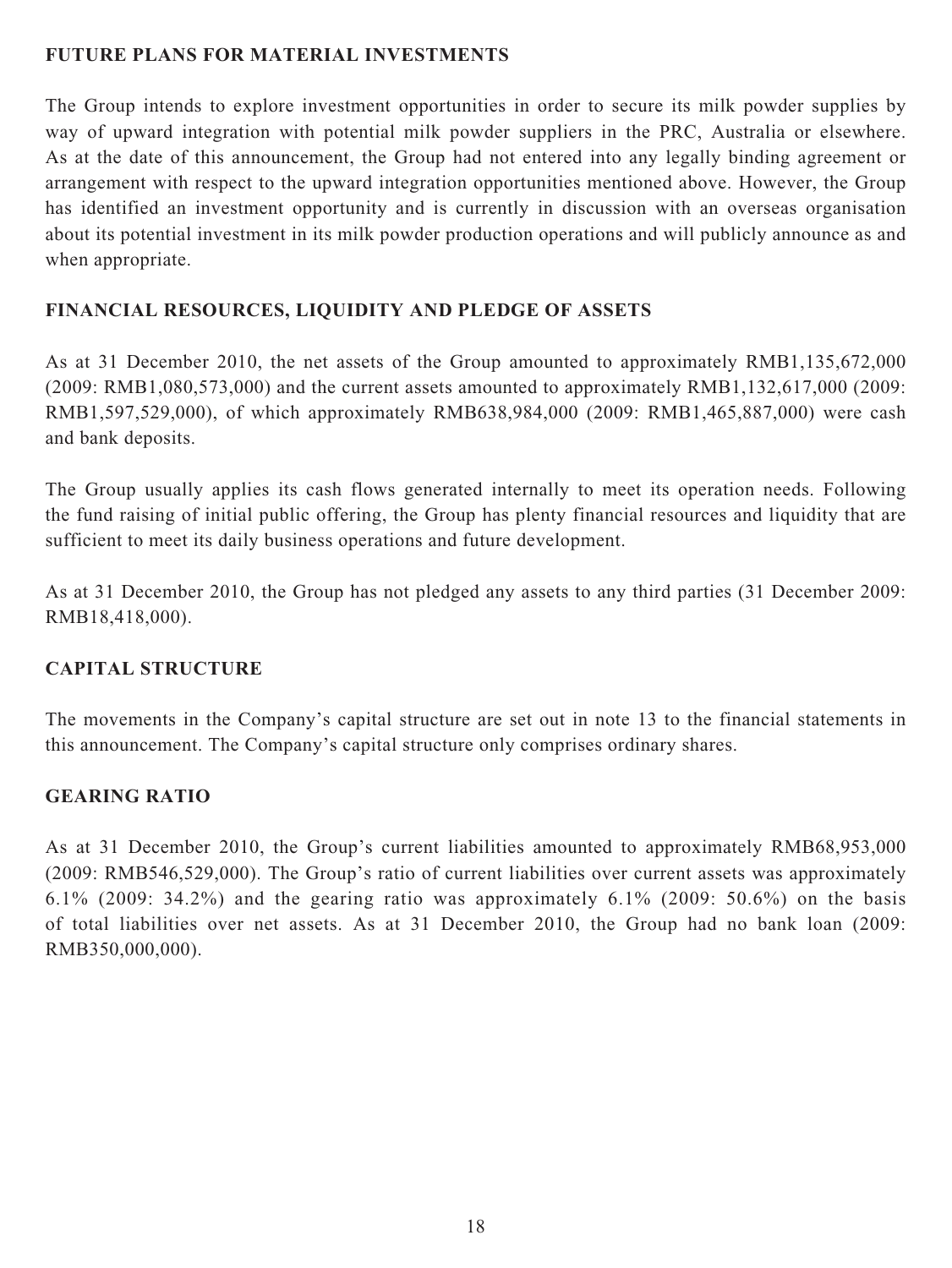## FUTURE PLANS FOR MATERIAL INVESTMENTS

The Group intends to explore investment opportunities in order to secure its milk powder supplies by way of upward integration with potential milk powder suppliers in the PRC, Australia or elsewhere. As at the date of this announcement, the Group had not entered into any legally binding agreement or arrangement with respect to the upward integration opportunities mentioned above. However, the Group has identified an investment opportunity and is currently in discussion with an overseas organisation about its potential investment in its milk powder production operations and will publicly announce as and when appropriate.

## FINANCIAL RESOURCES, LIQUIDITY AND PLEDGE OF ASSETS

As at 31 December 2010, the net assets of the Group amounted to approximately RMB1,135,672,000 (2009: RMB1,080,573,000) and the current assets amounted to approximately RMB1,132,617,000 (2009: RMB1,597,529,000), of which approximately RMB638,984,000 (2009: RMB1,465,887,000) were cash and bank deposits.

The Group usually applies its cash flows generated internally to meet its operation needs. Following the fund raising of initial public offering, the Group has plenty financial resources and liquidity that are sufficient to meet its daily business operations and future development.

As at 31 December 2010, the Group has not pledged any assets to any third parties (31 December 2009: RMB18,418,000).

## CAPITAL STRUCTURE

The movements in the Company's capital structure are set out in note 13 to the financial statements in this announcement. The Company's capital structure only comprises ordinary shares.

## GEARING RATIO

As at 31 December 2010, the Group's current liabilities amounted to approximately RMB68,953,000 (2009: RMB546,529,000). The Group's ratio of current liabilities over current assets was approximately 6.1% (2009: 34.2%) and the gearing ratio was approximately 6.1% (2009: 50.6%) on the basis of total liabilities over net assets. As at 31 December 2010, the Group had no bank loan (2009: RMB350,000,000).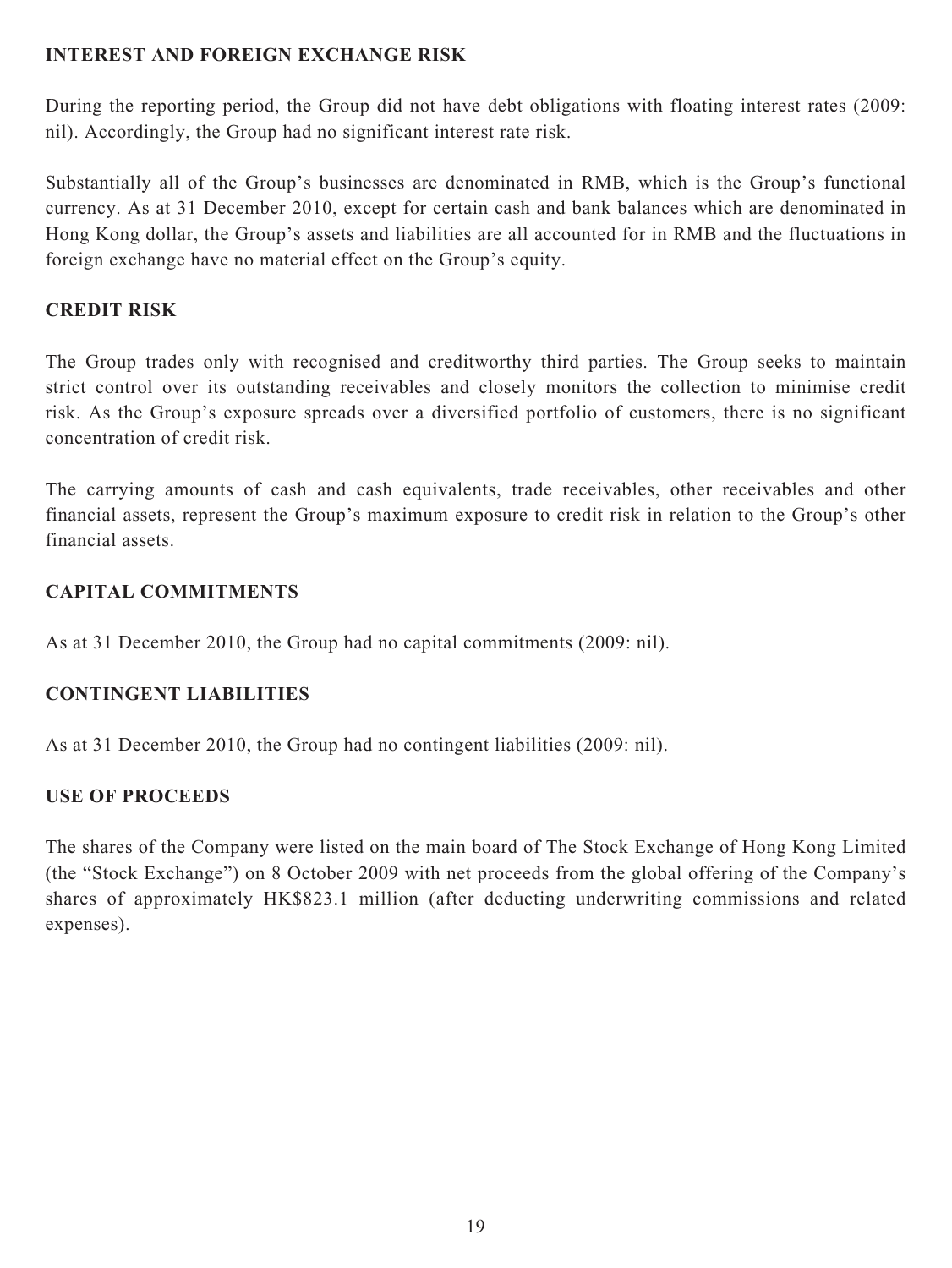## INTEREST AND FOREIGN EXCHANGE RISK

During the reporting period, the Group did not have debt obligations with floating interest rates (2009: nil). Accordingly, the Group had no significant interest rate risk.

Substantially all of the Group's businesses are denominated in RMB, which is the Group's functional currency. As at 31 December 2010, except for certain cash and bank balances which are denominated in Hong Kong dollar, the Group's assets and liabilities are all accounted for in RMB and the fluctuations in foreign exchange have no material effect on the Group's equity.

## CREDIT RISK

The Group trades only with recognised and creditworthy third parties. The Group seeks to maintain strict control over its outstanding receivables and closely monitors the collection to minimise credit risk. As the Group's exposure spreads over a diversified portfolio of customers, there is no significant concentration of credit risk.

The carrying amounts of cash and cash equivalents, trade receivables, other receivables and other financial assets, represent the Group's maximum exposure to credit risk in relation to the Group's other financial assets.

## CAPITAL COMMITMENTS

As at 31 December 2010, the Group had no capital commitments (2009: nil).

## CONTINGENT LIABILITIES

As at 31 December 2010, the Group had no contingent liabilities (2009: nil).

## USE OF PROCEEDS

The shares of the Company were listed on the main board of The Stock Exchange of Hong Kong Limited (the "Stock Exchange") on 8 October 2009 with net proceeds from the global offering of the Company's shares of approximately HK$823.1 million (after deducting underwriting commissions and related expenses).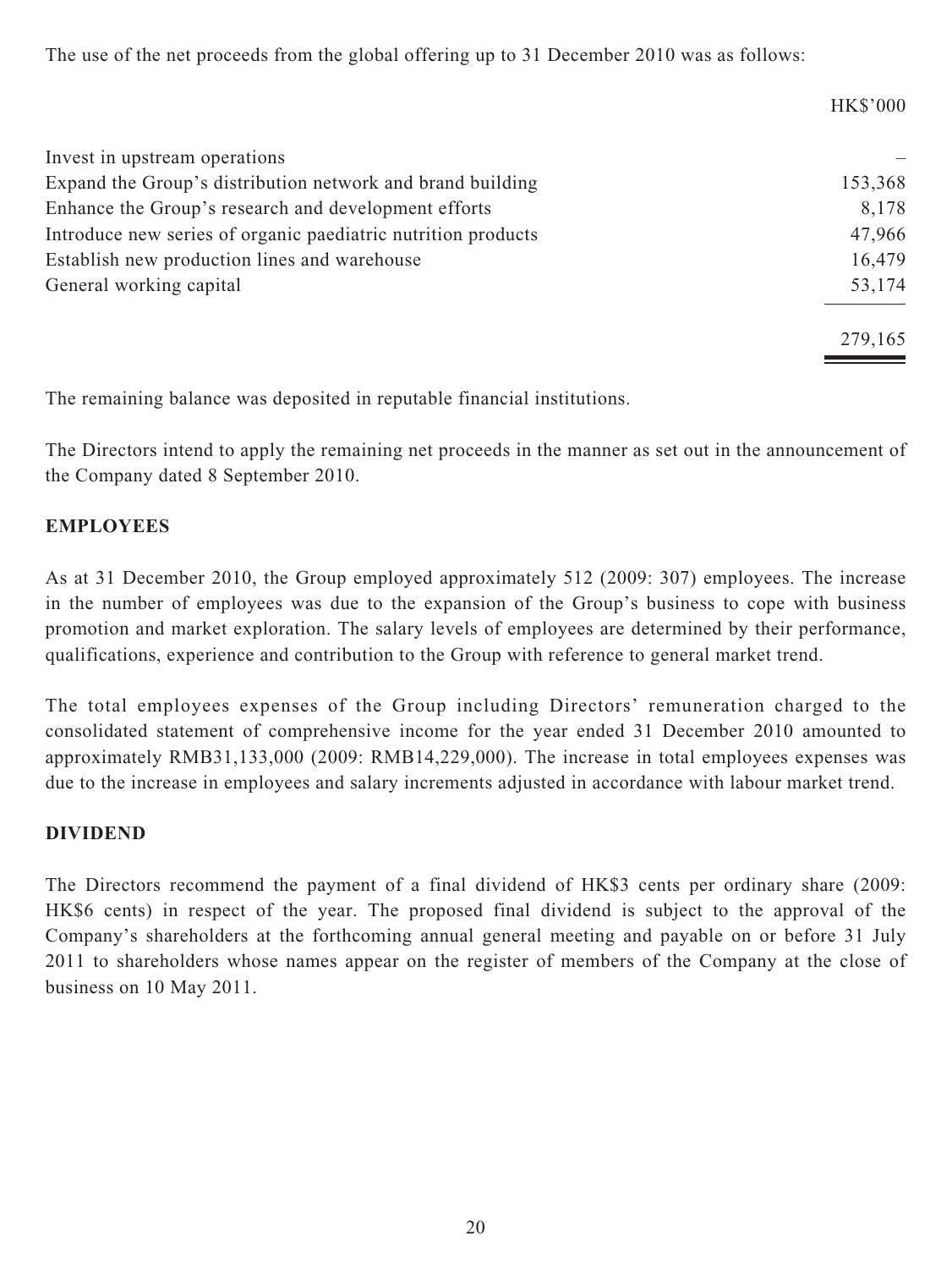The use of the net proceeds from the global offering up to 31 December 2010 was as follows:

| | HK$'000 |
|---|---|
| Invest in upstream operations | – |
| Expand the Group's distribution network and brand building | 153,368 |
| Enhance the Group's research and development efforts | 8,178 |
| Introduce new series of organic paediatric nutrition products | 47,966 |
| Establish new production lines and warehouse | 16,479 |
| General working capital | 53,174 |
| | 279,165 |

The remaining balance was deposited in reputable financial institutions.

The Directors intend to apply the remaining net proceeds in the manner as set out in the announcement of the Company dated 8 September 2010.

**EMPLOYEES**

As at 31 December 2010, the Group employed approximately 512 (2009: 307) employees. The increase in the number of employees was due to the expansion of the Group's business to cope with business promotion and market exploration. The salary levels of employees are determined by their performance, qualifications, experience and contribution to the Group with reference to general market trend.

The total employees expenses of the Group including Directors' remuneration charged to the consolidated statement of comprehensive income for the year ended 31 December 2010 amounted to approximately RMB31,133,000 (2009: RMB14,229,000). The increase in total employees expenses was due to the increase in employees and salary increments adjusted in accordance with labour market trend.

**DIVIDEND**

The Directors recommend the payment of a final dividend of HK$3 cents per ordinary share (2009: HK$6 cents) in respect of the year. The proposed final dividend is subject to the approval of the Company's shareholders at the forthcoming annual general meeting and payable on or before 31 July 2011 to shareholders whose names appear on the register of members of the Company at the close of business on 10 May 2011.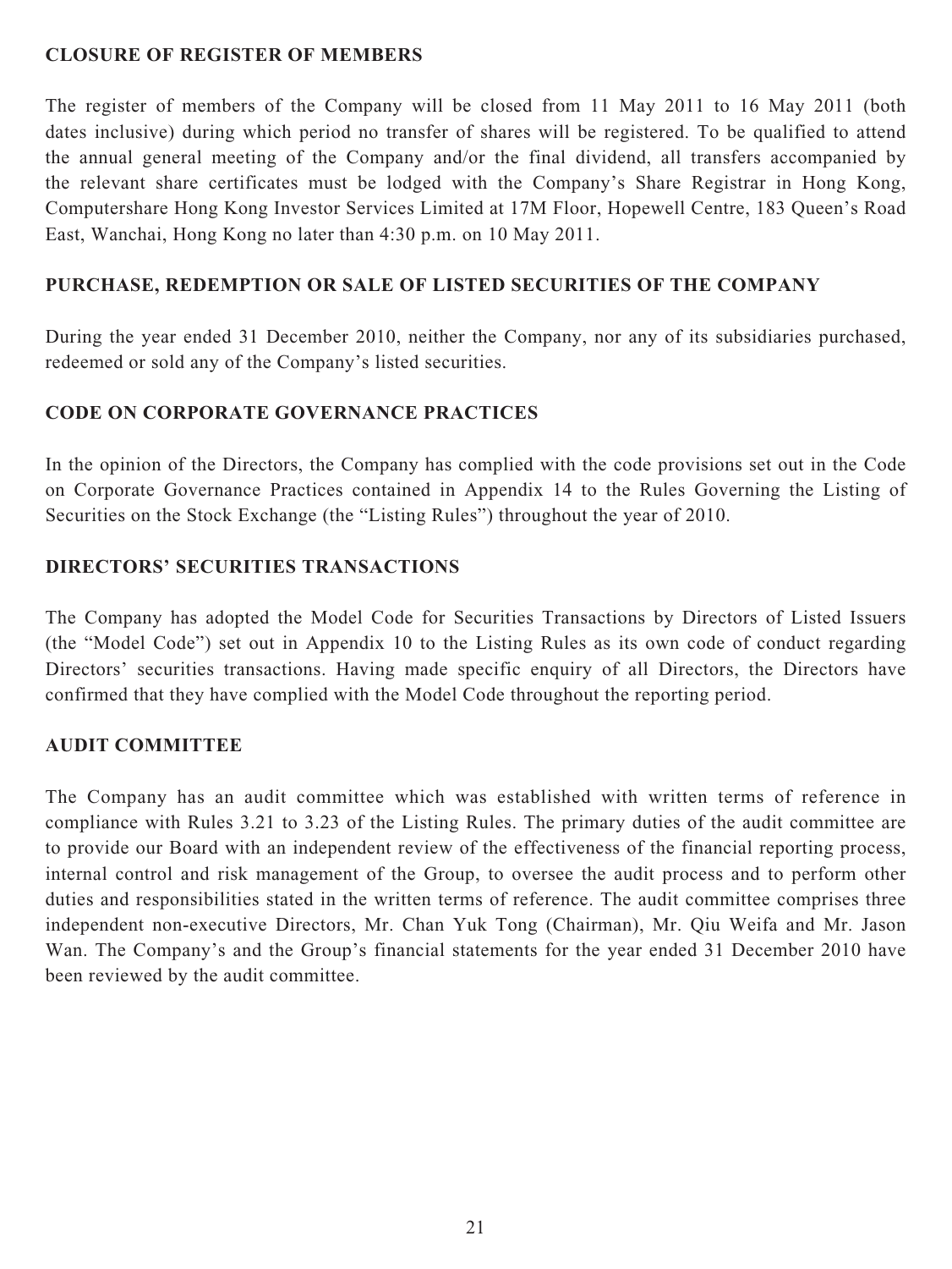## CLOSURE OF REGISTER OF MEMBERS

The register of members of the Company will be closed from 11 May 2011 to 16 May 2011 (both dates inclusive) during which period no transfer of shares will be registered. To be qualified to attend the annual general meeting of the Company and/or the final dividend, all transfers accompanied by the relevant share certificates must be lodged with the Company's Share Registrar in Hong Kong, Computershare Hong Kong Investor Services Limited at 17M Floor, Hopewell Centre, 183 Queen's Road East, Wanchai, Hong Kong no later than 4:30 p.m. on 10 May 2011.

## PURCHASE, REDEMPTION OR SALE OF LISTED SECURITIES OF THE COMPANY

During the year ended 31 December 2010, neither the Company, nor any of its subsidiaries purchased, redeemed or sold any of the Company's listed securities.

## CODE ON CORPORATE GOVERNANCE PRACTICES

In the opinion of the Directors, the Company has complied with the code provisions set out in the Code on Corporate Governance Practices contained in Appendix 14 to the Rules Governing the Listing of Securities on the Stock Exchange (the "Listing Rules") throughout the year of 2010.

## DIRECTORS' SECURITIES TRANSACTIONS

The Company has adopted the Model Code for Securities Transactions by Directors of Listed Issuers (the "Model Code") set out in Appendix 10 to the Listing Rules as its own code of conduct regarding Directors' securities transactions. Having made specific enquiry of all Directors, the Directors have confirmed that they have complied with the Model Code throughout the reporting period.

## AUDIT COMMITTEE

The Company has an audit committee which was established with written terms of reference in compliance with Rules 3.21 to 3.23 of the Listing Rules. The primary duties of the audit committee are to provide our Board with an independent review of the effectiveness of the financial reporting process, internal control and risk management of the Group, to oversee the audit process and to perform other duties and responsibilities stated in the written terms of reference. The audit committee comprises three independent non-executive Directors, Mr. Chan Yuk Tong (Chairman), Mr. Qiu Weifa and Mr. Jason Wan. The Company's and the Group's financial statements for the year ended 31 December 2010 have been reviewed by the audit committee.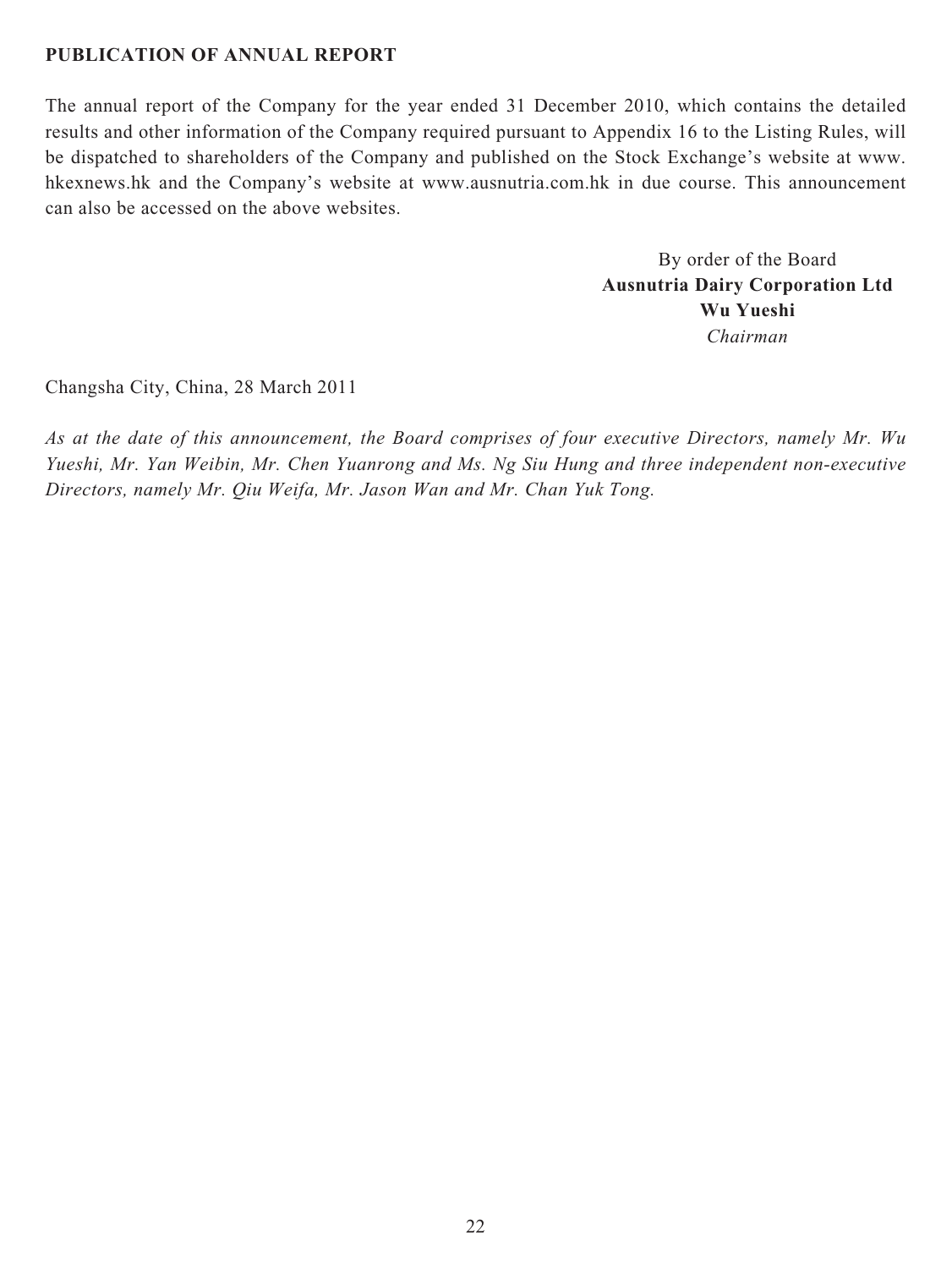## PUBLICATION OF ANNUAL REPORT

The annual report of the Company for the year ended 31 December 2010, which contains the detailed results and other information of the Company required pursuant to Appendix 16 to the Listing Rules, will be dispatched to shareholders of the Company and published on the Stock Exchange's website at www.hkexnews.hk and the Company's website at www.ausnutria.com.hk in due course. This announcement can also be accessed on the above websites.

By order of the Board
**Ausnutria Dairy Corporation Ltd**
**Wu Yueshi**
*Chairman*

Changsha City, China, 28 March 2011

*As at the date of this announcement, the Board comprises of four executive Directors, namely Mr. Wu Yueshi, Mr. Yan Weibin, Mr. Chen Yuanrong and Ms. Ng Siu Hung and three independent non-executive Directors, namely Mr. Qiu Weifa, Mr. Jason Wan and Mr. Chan Yuk Tong.*